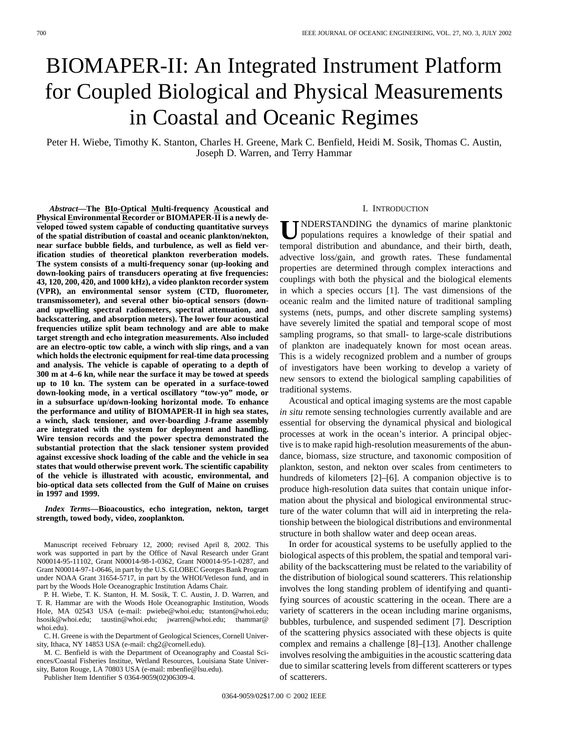// BIOMAPER-II: An Integrated Instrument Platform for Coupled Biological and Physical Measurements in Coastal and Oceanic Regimes

Peter H. Wiebe, Timothy K. Stanton, Charles H. Greene, Mark C. Benfield, Heidi M. Sosik, Thomas C. Austin, Joseph D. Warren, and Terry Hammar

***Abstract*—The BIo-Optical Multi-frequency Acoustical and Physical Environmental Recorder or BIOMAPER-II is a newly developed towed system capable of conducting quantitative surveys of the spatial distribution of coastal and oceanic plankton/nekton, near surface bubble fields, and turbulence, as well as field verification studies of theoretical plankton reverberation models. The system consists of a multi-frequency sonar (up-looking and down-looking pairs of transducers operating at five frequencies: 43, 120, 200, 420, and 1000 kHz), a video plankton recorder system (VPR), an environmental sensor system (CTD, fluorometer, transmissometer), and several other bio-optical sensors (down- and upwelling spectral radiometers, spectral attenuation, and backscattering, and absorption meters). The lower four acoustical frequencies utilize split beam technology and are able to make target strength and echo integration measurements. Also included are an electro-optic tow cable, a winch with slip rings, and a van which holds the electronic equipment for real-time data processing and analysis. The vehicle is capable of operating to a depth of 300 m at 4–6 kn, while near the surface it may be towed at speeds up to 10 kn. The system can be operated in a surface-towed down-looking mode, in a vertical oscillatory "tow-yo" mode, or in a subsurface up/down-looking horizontal mode. To enhance the performance and utility of BIOMAPER-II in high sea states, a winch, slack tensioner, and over-boarding J-frame assembly are integrated with the system for deployment and handling. Wire tension records and the power spectra demonstrated the substantial protection that the slack tensioner system provided against excessive shock loading of the cable and the vehicle in sea states that would otherwise prevent work. The scientific capability of the vehicle is illustrated with acoustic, environmental, and bio-optical data sets collected from the Gulf of Maine on cruises in 1997 and 1999.**

***Index Terms*—Bioacoustics, echo integration, nekton, target strength, towed body, video, zooplankton.**

Manuscript received February 12, 2000; revised April 8, 2002. This work was supported in part by the Office of Naval Research under Grant N00014-95-11102, Grant N00014-98-1-0362, Grant N00014-95-1-0287, and Grant N00014-97-1-0646, in part by the U.S. GLOBEC Georges Bank Program under NOAA Grant 31654-5717, in part by the WHOI/Vetleson fund, and in part by the Woods Hole Oceanographic Institution Adams Chair.

P. H. Wiebe, T. K. Stanton, H. M. Sosik, T. C. Austin, J. D. Warren, and T. R. Hammar are with the Woods Hole Oceanographic Institution, Woods Hole, MA 02543 USA (e-mail: pwiebe@whoi.edu; tstanton@whoi.edu; hsosik@whoi.edu; taustin@whoi.edu; jwarren@whoi.edu; thammar@whoi.edu).

C. H. Greene is with the Department of Geological Sciences, Cornell University, Ithaca, NY 14853 USA (e-mail: chg2@cornell.edu).

M. C. Benfield is with the Department of Oceanography and Coastal Sciences/Coastal Fisheries Institue, Wetland Resources, Louisiana State University, Baton Rouge, LA 70803 USA (e-mail: mbenfie@lsu.edu).

Publisher Item Identifier S 0364-9059(02)06309-4.

## I. Introduction

UNDERSTANDING the dynamics of marine planktonic populations requires a knowledge of their spatial and temporal distribution and abundance, and their birth, death, advective loss/gain, and growth rates. These fundamental properties are determined through complex interactions and couplings with both the physical and the biological elements in which a species occurs [1]. The vast dimensions of the oceanic realm and the limited nature of traditional sampling systems (nets, pumps, and other discrete sampling systems) have severely limited the spatial and temporal scope of most sampling programs, so that small- to large-scale distributions of plankton are inadequately known for most ocean areas. This is a widely recognized problem and a number of groups of investigators have been working to develop a variety of new sensors to extend the biological sampling capabilities of traditional systems.

Acoustical and optical imaging systems are the most capable *in situ* remote sensing technologies currently available and are essential for observing the dynamical physical and biological processes at work in the ocean's interior. A principal objective is to make rapid high-resolution measurements of the abundance, biomass, size structure, and taxonomic composition of plankton, seston, and nekton over scales from centimeters to hundreds of kilometers [2]–[6]. A companion objective is to produce high-resolution data suites that contain unique information about the physical and biological environmental structure of the water column that will aid in interpreting the relationship between the biological distributions and environmental structure in both shallow water and deep ocean areas.

In order for acoustical systems to be usefully applied to the biological aspects of this problem, the spatial and temporal variability of the backscattering must be related to the variability of the distribution of biological sound scatterers. This relationship involves the long standing problem of identifying and quantifying sources of acoustic scattering in the ocean. There are a variety of scatterers in the ocean including marine organisms, bubbles, turbulence, and suspended sediment [7]. Description of the scattering physics associated with these objects is quite complex and remains a challenge [8]–[13]. Another challenge involves resolving the ambiguities in the acoustic scattering data due to similar scattering levels from different scatterers or types of scatterers.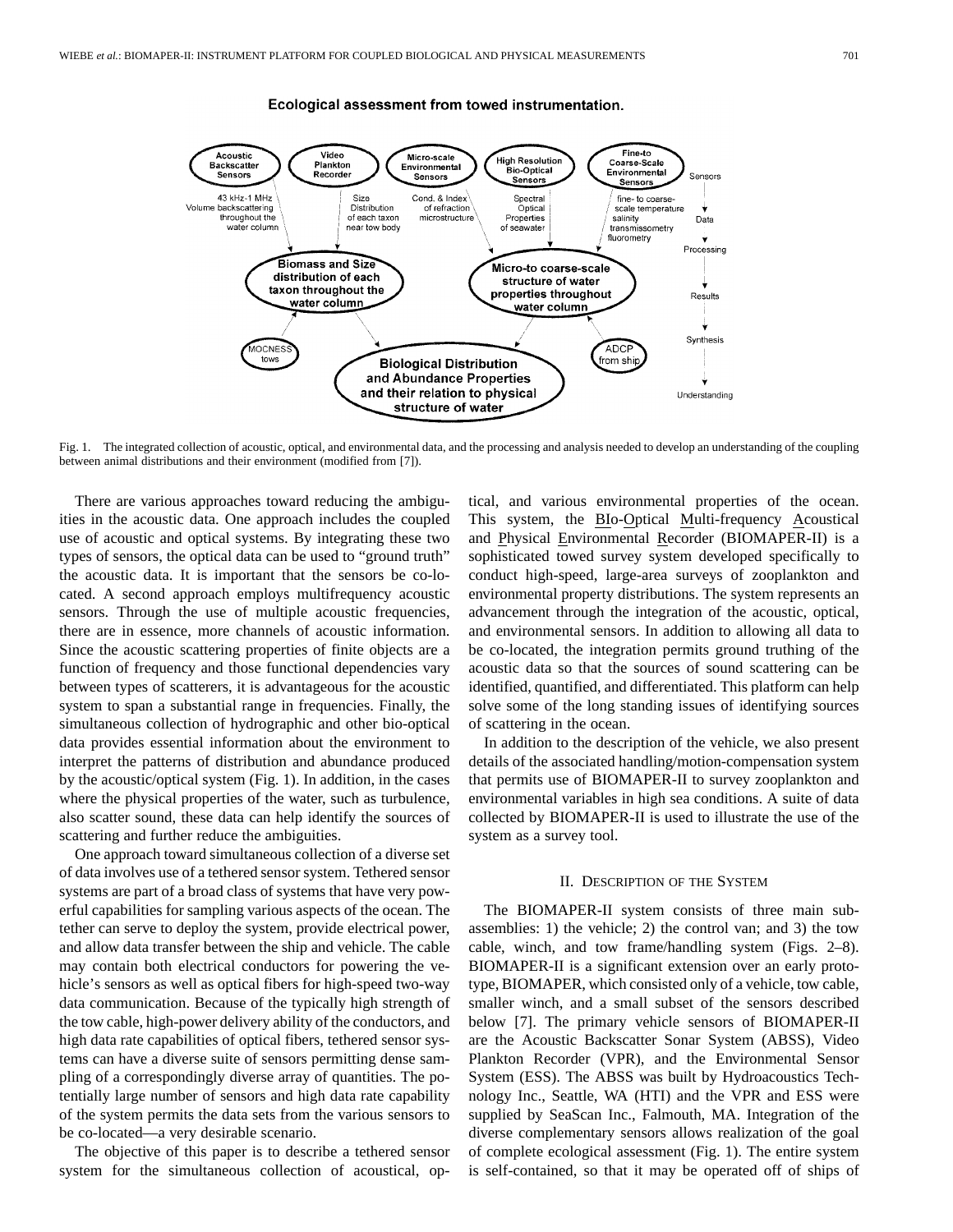Ecological assessment from towed instrumentation.

Acoustic Backscatter Sensors

Video Plankton Recorder

Micro-scale Environmental Sensors

High Resolution Bio-Optical Sensors

Fine-to Coarse-Scale Environmental Sensors

Sensors

43 kHz-1 MHz
Volume backscattering throughout the water column

Size Distribution of each taxon near tow body

Cond. & Index of refraction microstructure

Spectral Optical Properties of seawater

fine- to coarse-scale temperature salinity transmissometry fluorometry

Data

Processing

Biomass and Size distribution of each taxon throughout the water column

Micro-to coarse-scale structure of water properties throughout water column

Results

Synthesis

MOCNESS tows

ADCP from ship

Biological Distribution and Abundance Properties and their relation to physical structure of water

Understanding

Fig. 1. The integrated collection of acoustic, optical, and environmental data, and the processing and analysis needed to develop an understanding of the coupling between animal distributions and their environment (modified from [7]).

There are various approaches toward reducing the ambiguities in the acoustic data. One approach includes the coupled use of acoustic and optical systems. By integrating these two types of sensors, the optical data can be used to "ground truth" the acoustic data. It is important that the sensors be co-located. A second approach employs multifrequency acoustic sensors. Through the use of multiple acoustic frequencies, there are in essence, more channels of acoustic information. Since the acoustic scattering properties of finite objects are a function of frequency and those functional dependencies vary between types of scatterers, it is advantageous for the acoustic system to span a substantial range in frequencies. Finally, the simultaneous collection of hydrographic and other bio-optical data provides essential information about the environment to interpret the patterns of distribution and abundance produced by the acoustic/optical system (Fig. 1). In addition, in the cases where the physical properties of the water, such as turbulence, also scatter sound, these data can help identify the sources of scattering and further reduce the ambiguities.

One approach toward simultaneous collection of a diverse set of data involves use of a tethered sensor system. Tethered sensor systems are part of a broad class of systems that have very powerful capabilities for sampling various aspects of the ocean. The tether can serve to deploy the system, provide electrical power, and allow data transfer between the ship and vehicle. The cable may contain both electrical conductors for powering the vehicle's sensors as well as optical fibers for high-speed two-way data communication. Because of the typically high strength of the tow cable, high-power delivery ability of the conductors, and high data rate capabilities of optical fibers, tethered sensor systems can have a diverse suite of sensors permitting dense sampling of a correspondingly diverse array of quantities. The potentially large number of sensors and high data rate capability of the system permits the data sets from the various sensors to be co-located—a very desirable scenario.

The objective of this paper is to describe a tethered sensor system for the simultaneous collection of acoustical, optical, and various environmental properties of the ocean. This system, the BIo-Optical Multi-frequency Acoustical and Physical Environmental Recorder (BIOMAPER-II) is a sophisticated towed survey system developed specifically to conduct high-speed, large-area surveys of zooplankton and environmental property distributions. The system represents an advancement through the integration of the acoustic, optical, and environmental sensors. In addition to allowing all data to be co-located, the integration permits ground truthing of the acoustic data so that the sources of sound scattering can be identified, quantified, and differentiated. This platform can help solve some of the long standing issues of identifying sources of scattering in the ocean.

In addition to the description of the vehicle, we also present details of the associated handling/motion-compensation system that permits use of BIOMAPER-II to survey zooplankton and environmental variables in high sea conditions. A suite of data collected by BIOMAPER-II is used to illustrate the use of the system as a survey tool.

## II. Description of the System

The BIOMAPER-II system consists of three main subassemblies: 1) the vehicle; 2) the control van; and 3) the tow cable, winch, and tow frame/handling system (Figs. 2–8). BIOMAPER-II is a significant extension over an early prototype, BIOMAPER, which consisted only of a vehicle, tow cable, smaller winch, and a small subset of the sensors described below [7]. The primary vehicle sensors of BIOMAPER-II are the Acoustic Backscatter Sonar System (ABSS), Video Plankton Recorder (VPR), and the Environmental Sensor System (ESS). The ABSS was built by Hydroacoustics Technology Inc., Seattle, WA (HTI) and the VPR and ESS were supplied by SeaScan Inc., Falmouth, MA. Integration of the diverse complementary sensors allows realization of the goal of complete ecological assessment (Fig. 1). The entire system is self-contained, so that it may be operated off of ships of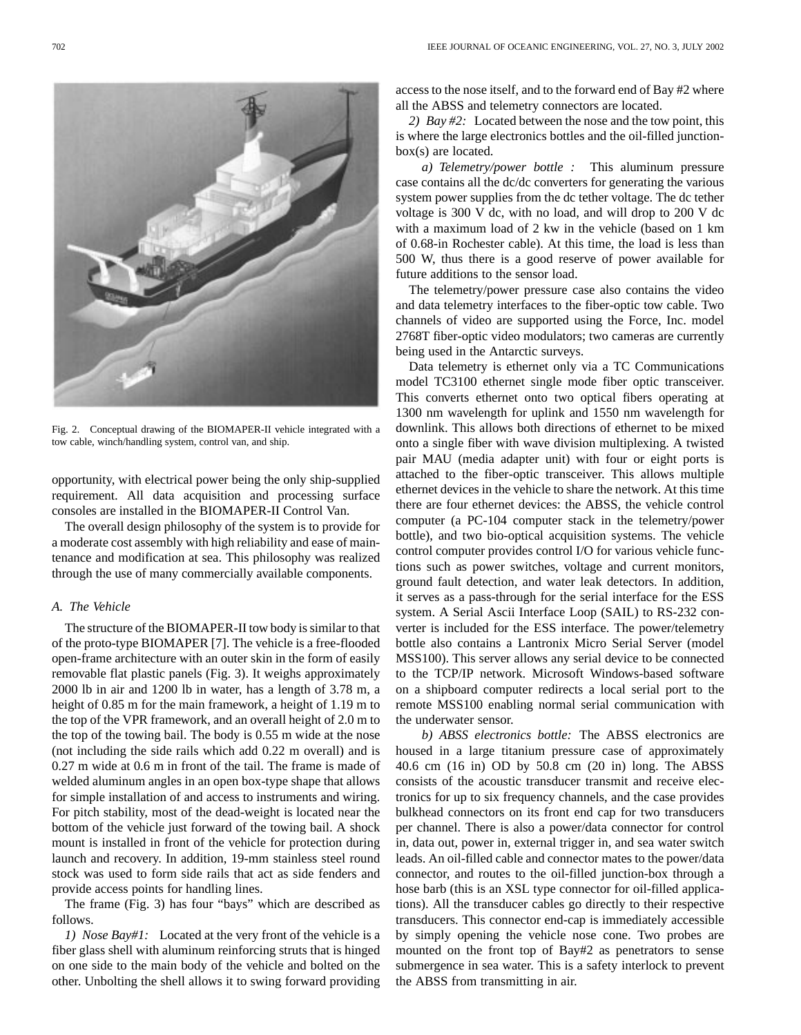Fig. 2. Conceptual drawing of the BIOMAPER-II vehicle integrated with a tow cable, winch/handling system, control van, and ship.

opportunity, with electrical power being the only ship-supplied requirement. All data acquisition and processing surface consoles are installed in the BIOMAPER-II Control Van.

The overall design philosophy of the system is to provide for a moderate cost assembly with high reliability and ease of maintenance and modification at sea. This philosophy was realized through the use of many commercially available components.

### *A. The Vehicle*

The structure of the BIOMAPER-II tow body is similar to that of the proto-type BIOMAPER [7]. The vehicle is a free-flooded open-frame architecture with an outer skin in the form of easily removable flat plastic panels (Fig. 3). It weighs approximately 2000 lb in air and 1200 lb in water, has a length of 3.78 m, a height of 0.85 m for the main framework, a height of 1.19 m to the top of the VPR framework, and an overall height of 2.0 m to the top of the towing bail. The body is 0.55 m wide at the nose (not including the side rails which add 0.22 m overall) and is 0.27 m wide at 0.6 m in front of the tail. The frame is made of welded aluminum angles in an open box-type shape that allows for simple installation of and access to instruments and wiring. For pitch stability, most of the dead-weight is located near the bottom of the vehicle just forward of the towing bail. A shock mount is installed in front of the vehicle for protection during launch and recovery. In addition, 19-mm stainless steel round stock was used to form side rails that act as side fenders and provide access points for handling lines.

The frame (Fig. 3) has four "bays" which are described as follows.

*1) Nose Bay#1:* Located at the very front of the vehicle is a fiber glass shell with aluminum reinforcing struts that is hinged on one side to the main body of the vehicle and bolted on the other. Unbolting the shell allows it to swing forward providing access to the nose itself, and to the forward end of Bay #2 where all the ABSS and telemetry connectors are located.

*2) Bay #2:* Located between the nose and the tow point, this is where the large electronics bottles and the oil-filled junction-box(s) are located.

*a) Telemetry/power bottle :* This aluminum pressure case contains all the dc/dc converters for generating the various system power supplies from the dc tether voltage. The dc tether voltage is 300 V dc, with no load, and will drop to 200 V dc with a maximum load of 2 kw in the vehicle (based on 1 km of 0.68-in Rochester cable). At this time, the load is less than 500 W, thus there is a good reserve of power available for future additions to the sensor load.

The telemetry/power pressure case also contains the video and data telemetry interfaces to the fiber-optic tow cable. Two channels of video are supported using the Force, Inc. model 2768T fiber-optic video modulators; two cameras are currently being used in the Antarctic surveys.

Data telemetry is ethernet only via a TC Communications model TC3100 ethernet single mode fiber optic transceiver. This converts ethernet onto two optical fibers operating at 1300 nm wavelength for uplink and 1550 nm wavelength for downlink. This allows both directions of ethernet to be mixed onto a single fiber with wave division multiplexing. A twisted pair MAU (media adapter unit) with four or eight ports is attached to the fiber-optic transceiver. This allows multiple ethernet devices in the vehicle to share the network. At this time there are four ethernet devices: the ABSS, the vehicle control computer (a PC-104 computer stack in the telemetry/power bottle), and two bio-optical acquisition systems. The vehicle control computer provides control I/O for various vehicle functions such as power switches, voltage and current monitors, ground fault detection, and water leak detectors. In addition, it serves as a pass-through for the serial interface for the ESS system. A Serial Ascii Interface Loop (SAIL) to RS-232 converter is included for the ESS interface. The power/telemetry bottle also contains a Lantronix Micro Serial Server (model MSS100). This server allows any serial device to be connected to the TCP/IP network. Microsoft Windows-based software on a shipboard computer redirects a local serial port to the remote MSS100 enabling normal serial communication with the underwater sensor.

*b) ABSS electronics bottle:* The ABSS electronics are housed in a large titanium pressure case of approximately 40.6 cm (16 in) OD by 50.8 cm (20 in) long. The ABSS consists of the acoustic transducer transmit and receive electronics for up to six frequency channels, and the case provides bulkhead connectors on its front end cap for two transducers per channel. There is also a power/data connector for control in, data out, power in, external trigger in, and sea water switch leads. An oil-filled cable and connector mates to the power/data connector, and routes to the oil-filled junction-box through a hose barb (this is an XSL type connector for oil-filled applications). All the transducer cables go directly to their respective transducers. This connector end-cap is immediately accessible by simply opening the vehicle nose cone. Two probes are mounted on the front top of Bay#2 as penetrators to sense submergence in sea water. This is a safety interlock to prevent the ABSS from transmitting in air.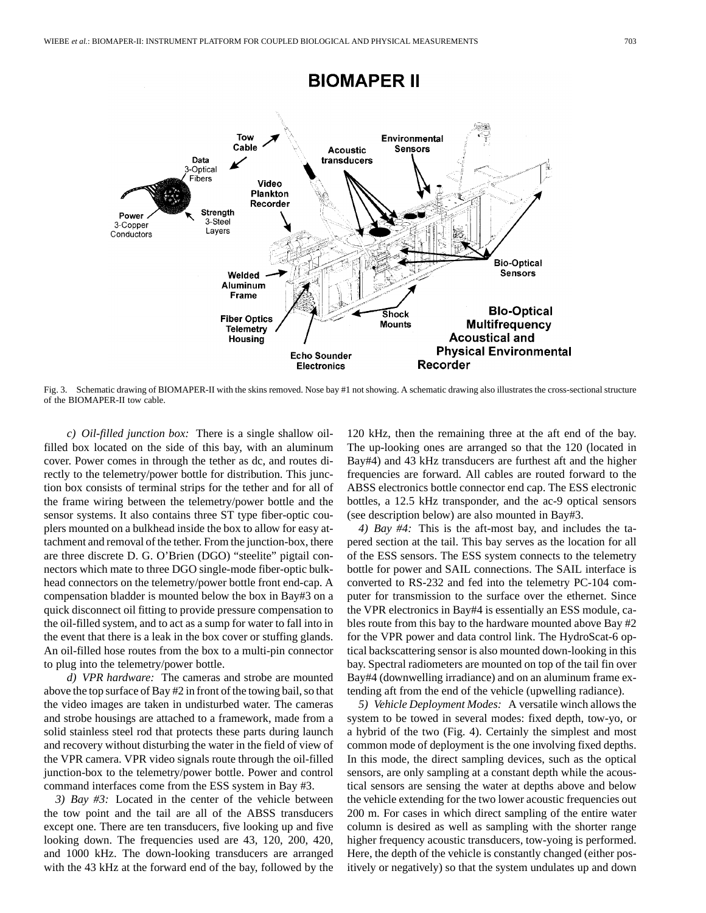BIOMAPER II

Tow Cable

Data
3-Optical
Fibers

Power
3-Copper
Conductors

Strength
3-Steel
Layers

Acoustic transducers

Environmental Sensors

Video Plankton Recorder

Welded Aluminum Frame

Fiber Optics Telemetry Housing

Echo Sounder Electronics

Shock Mounts

Bio-Optical Sensors

Bio-Optical
Multifrequency
Acoustical and
Physical Environmental
Recorder

Fig. 3. Schematic drawing of BIOMAPER-II with the skins removed. Nose bay #1 not showing. A schematic drawing also illustrates the cross-sectional structure of the BIOMAPER-II tow cable.

*c) Oil-filled junction box:* There is a single shallow oil-filled box located on the side of this bay, with an aluminum cover. Power comes in through the tether as dc, and routes directly to the telemetry/power bottle for distribution. This junction box consists of terminal strips for the tether and for all of the frame wiring between the telemetry/power bottle and the sensor systems. It also contains three ST type fiber-optic couplers mounted on a bulkhead inside the box to allow for easy attachment and removal of the tether. From the junction-box, there are three discrete D. G. O'Brien (DGO) "steelite" pigtail connectors which mate to three DGO single-mode fiber-optic bulkhead connectors on the telemetry/power bottle front end-cap. A compensation bladder is mounted below the box in Bay#3 on a quick disconnect oil fitting to provide pressure compensation to the oil-filled system, and to act as a sump for water to fall into in the event that there is a leak in the box cover or stuffing glands. An oil-filled hose routes from the box to a multi-pin connector to plug into the telemetry/power bottle.

*d) VPR hardware:* The cameras and strobe are mounted above the top surface of Bay #2 in front of the towing bail, so that the video images are taken in undisturbed water. The cameras and strobe housings are attached to a framework, made from a solid stainless steel rod that protects these parts during launch and recovery without disturbing the water in the field of view of the VPR camera. VPR video signals route through the oil-filled junction-box to the telemetry/power bottle. Power and control command interfaces come from the ESS system in Bay #3.

*3) Bay #3:* Located in the center of the vehicle between the tow point and the tail are all of the ABSS transducers except one. There are ten transducers, five looking up and five looking down. The frequencies used are 43, 120, 200, 420, and 1000 kHz. The down-looking transducers are arranged with the 43 kHz at the forward end of the bay, followed by the 120 kHz, then the remaining three at the aft end of the bay. The up-looking ones are arranged so that the 120 (located in Bay#4) and 43 kHz transducers are furthest aft and the higher frequencies are forward. All cables are routed forward to the ABSS electronics bottle connector end cap. The ESS electronic bottles, a 12.5 kHz transponder, and the ac-9 optical sensors (see description below) are also mounted in Bay#3.

*4) Bay #4:* This is the aft-most bay, and includes the tapered section at the tail. This bay serves as the location for all of the ESS sensors. The ESS system connects to the telemetry bottle for power and SAIL connections. The SAIL interface is converted to RS-232 and fed into the telemetry PC-104 computer for transmission to the surface over the ethernet. Since the VPR electronics in Bay#4 is essentially an ESS module, cables route from this bay to the hardware mounted above Bay #2 for the VPR power and data control link. The HydroScat-6 optical backscattering sensor is also mounted down-looking in this bay. Spectral radiometers are mounted on top of the tail fin over Bay#4 (downwelling irradiance) and on an aluminum frame extending aft from the end of the vehicle (upwelling radiance).

*5) Vehicle Deployment Modes:* A versatile winch allows the system to be towed in several modes: fixed depth, tow-yo, or a hybrid of the two (Fig. 4). Certainly the simplest and most common mode of deployment is the one involving fixed depths. In this mode, the direct sampling devices, such as the optical sensors, are only sampling at a constant depth while the acoustical sensors are sensing the water at depths above and below the vehicle extending for the two lower acoustic frequencies out 200 m. For cases in which direct sampling of the entire water column is desired as well as sampling with the shorter range higher frequency acoustic transducers, tow-yoing is performed. Here, the depth of the vehicle is constantly changed (either positively or negatively) so that the system undulates up and down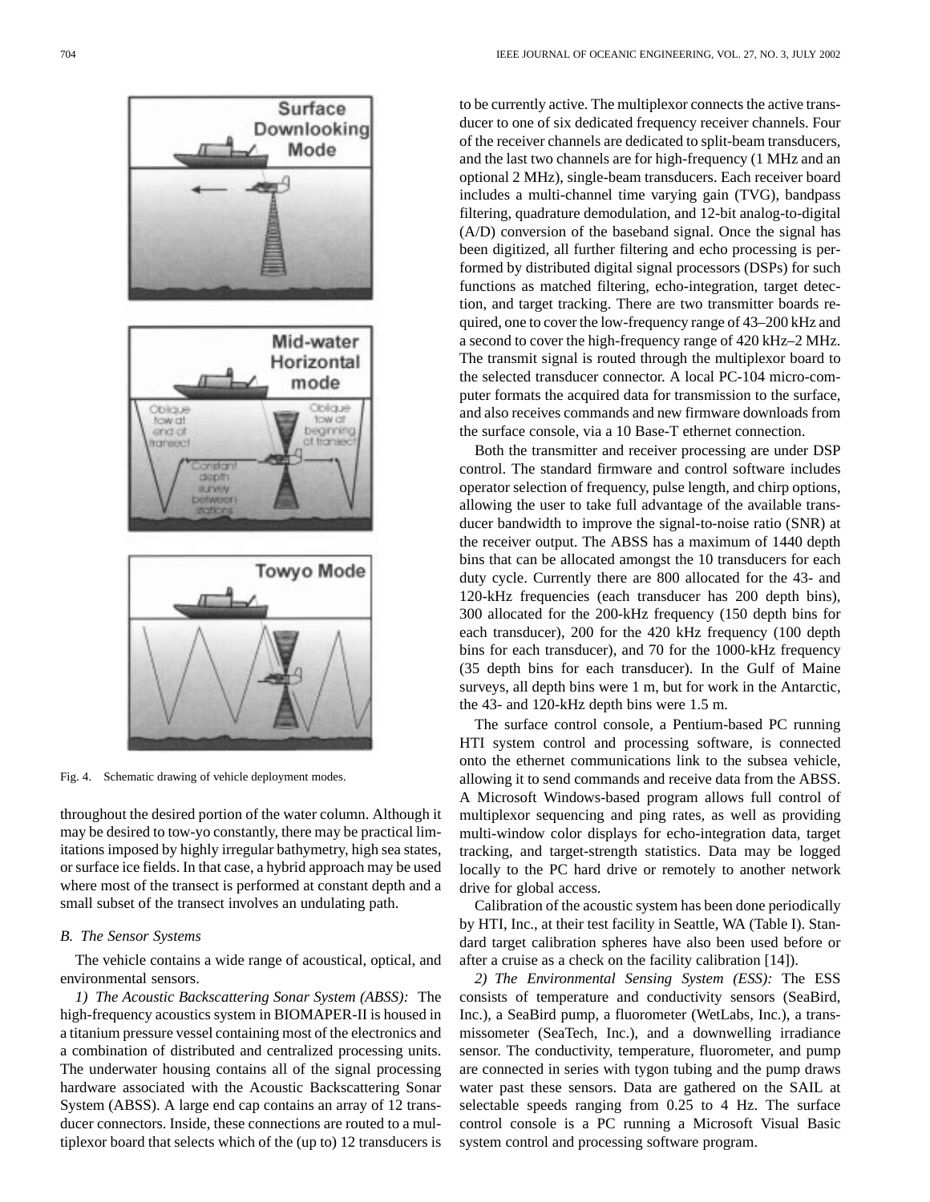Surface Downlooking Mode

Mid-water Horizontal mode

Oblique tow at end of transect

Oblique tow at beginning of transect

Constant depth survey between stations

Towyo Mode

Fig. 4. Schematic drawing of vehicle deployment modes.

throughout the desired portion of the water column. Although it may be desired to tow-yo constantly, there may be practical limitations imposed by highly irregular bathymetry, high sea states, or surface ice fields. In that case, a hybrid approach may be used where most of the transect is performed at constant depth and a small subset of the transect involves an undulating path.

### B. The Sensor Systems

The vehicle contains a wide range of acoustical, optical, and environmental sensors.

*1) The Acoustic Backscattering Sonar System (ABSS):* The high-frequency acoustics system in BIOMAPER-II is housed in a titanium pressure vessel containing most of the electronics and a combination of distributed and centralized processing units. The underwater housing contains all of the signal processing hardware associated with the Acoustic Backscattering Sonar System (ABSS). A large end cap contains an array of 12 transducer connectors. Inside, these connections are routed to a multiplexor board that selects which of the (up to) 12 transducers is to be currently active. The multiplexor connects the active transducer to one of six dedicated frequency receiver channels. Four of the receiver channels are dedicated to split-beam transducers, and the last two channels are for high-frequency (1 MHz and an optional 2 MHz), single-beam transducers. Each receiver board includes a multi-channel time varying gain (TVG), bandpass filtering, quadrature demodulation, and 12-bit analog-to-digital (A/D) conversion of the baseband signal. Once the signal has been digitized, all further filtering and echo processing is performed by distributed digital signal processors (DSPs) for such functions as matched filtering, echo-integration, target detection, and target tracking. There are two transmitter boards required, one to cover the low-frequency range of 43–200 kHz and a second to cover the high-frequency range of 420 kHz–2 MHz. The transmit signal is routed through the multiplexor board to the selected transducer connector. A local PC-104 micro-computer formats the acquired data for transmission to the surface, and also receives commands and new firmware downloads from the surface console, via a 10 Base-T ethernet connection.

Both the transmitter and receiver processing are under DSP control. The standard firmware and control software includes operator selection of frequency, pulse length, and chirp options, allowing the user to take full advantage of the available transducer bandwidth to improve the signal-to-noise ratio (SNR) at the receiver output. The ABSS has a maximum of 1440 depth bins that can be allocated amongst the 10 transducers for each duty cycle. Currently there are 800 allocated for the 43- and 120-kHz frequencies (each transducer has 200 depth bins), 300 allocated for the 200-kHz frequency (150 depth bins for each transducer), 200 for the 420 kHz frequency (100 depth bins for each transducer), and 70 for the 1000-kHz frequency (35 depth bins for each transducer). In the Gulf of Maine surveys, all depth bins were 1 m, but for work in the Antarctic, the 43- and 120-kHz depth bins were 1.5 m.

The surface control console, a Pentium-based PC running HTI system control and processing software, is connected onto the ethernet communications link to the subsea vehicle, allowing it to send commands and receive data from the ABSS. A Microsoft Windows-based program allows full control of multiplexor sequencing and ping rates, as well as providing multi-window color displays for echo-integration data, target tracking, and target-strength statistics. Data may be logged locally to the PC hard drive or remotely to another network drive for global access.

Calibration of the acoustic system has been done periodically by HTI, Inc., at their test facility in Seattle, WA (Table I). Standard target calibration spheres have also been used before or after a cruise as a check on the facility calibration [14]).

*2) The Environmental Sensing System (ESS):* The ESS consists of temperature and conductivity sensors (SeaBird, Inc.), a SeaBird pump, a fluorometer (WetLabs, Inc.), a transmissometer (SeaTech, Inc.), and a downwelling irradiance sensor. The conductivity, temperature, fluorometer, and pump are connected in series with tygon tubing and the pump draws water past these sensors. Data are gathered on the SAIL at selectable speeds ranging from 0.25 to 4 Hz. The surface control console is a PC running a Microsoft Visual Basic system control and processing software program.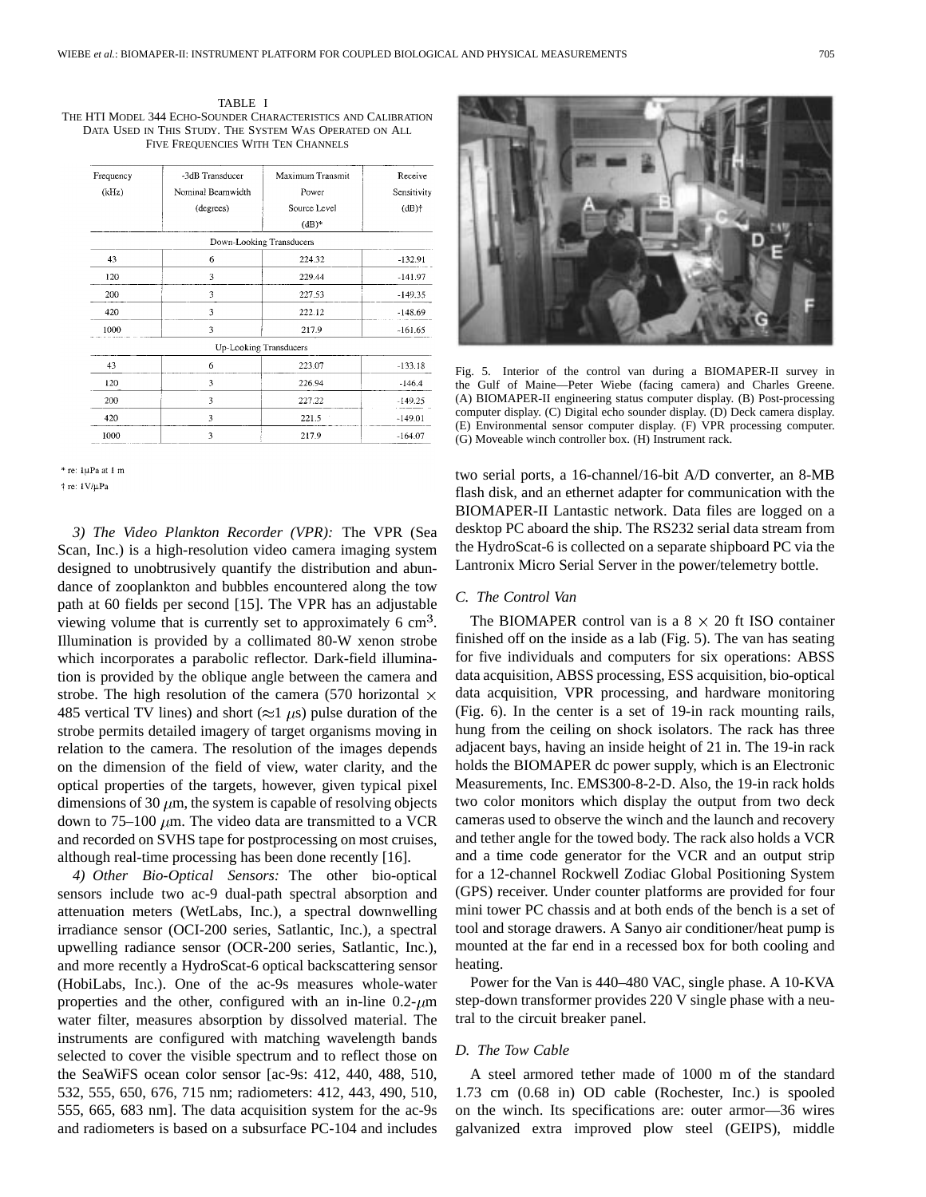TABLE I
THE HTI MODEL 344 ECHO-SOUNDER CHARACTERISTICS AND CALIBRATION DATA USED IN THIS STUDY. THE SYSTEM WAS OPERATED ON ALL FIVE FREQUENCIES WITH TEN CHANNELS

| Frequency (kHz) | -3dB Transducer Nominal Beamwidth (degrees) | Maximum Transmit Power Source Level (dB)* | Receive Sensitivity (dB)† |
|---|---|---|---|
| Down-Looking Transducers | | | |
| 43 | 6 | 224.32 | -132.91 |
| 120 | 3 | 229.44 | -141.97 |
| 200 | 3 | 227.53 | -149.35 |
| 420 | 3 | 222.12 | -148.69 |
| 1000 | 3 | 217.9 | -161.65 |
| Up-Looking Transducers | | | |
| 43 | 6 | 223.07 | -133.18 |
| 120 | 3 | 226.94 | -146.4 |
| 200 | 3 | 227.22 | -149.25 |
| 420 | 3 | 221.5 | -149.01 |
| 1000 | 3 | 217.9 | -164.07 |

\* re: 1μPa at 1 m

† re: 1V/μPa

*3) The Video Plankton Recorder (VPR):* The VPR (Sea Scan, Inc.) is a high-resolution video camera imaging system designed to unobtrusively quantify the distribution and abundance of zooplankton and bubbles encountered along the tow path at 60 fields per second [15]. The VPR has an adjustable viewing volume that is currently set to approximately 6 $cm^3$. Illumination is provided by a collimated 80-W xenon strobe which incorporates a parabolic reflector. Dark-field illumination is provided by the oblique angle between the camera and strobe. The high resolution of the camera (570 horizontal × 485 vertical TV lines) and short (≈1 μs) pulse duration of the strobe permits detailed imagery of target organisms moving in relation to the camera. The resolution of the images depends on the dimension of the field of view, water clarity, and the optical properties of the targets, however, given typical pixel dimensions of 30 μm, the system is capable of resolving objects down to 75–100 μm. The video data are transmitted to a VCR and recorded on SVHS tape for postprocessing on most cruises, although real-time processing has been done recently [16].

*4) Other Bio-Optical Sensors:* The other bio-optical sensors include two ac-9 dual-path spectral absorption and attenuation meters (WetLabs, Inc.), a spectral downwelling irradiance sensor (OCI-200 series, Satlantic, Inc.), a spectral upwelling radiance sensor (OCR-200 series, Satlantic, Inc.), and more recently a HydroScat-6 optical backscattering sensor (HobiLabs, Inc.). One of the ac-9s measures whole-water properties and the other, configured with an in-line 0.2-μm water filter, measures absorption by dissolved material. The instruments are configured with matching wavelength bands selected to cover the visible spectrum and to reflect those on the SeaWiFS ocean color sensor [ac-9s: 412, 440, 488, 510, 532, 555, 650, 676, 715 nm; radiometers: 412, 443, 490, 510, 555, 665, 683 nm]. The data acquisition system for the ac-9s and radiometers is based on a subsurface PC-104 and includes two serial ports, a 16-channel/16-bit A/D converter, an 8-MB flash disk, and an ethernet adapter for communication with the BIOMAPER-II Lantastic network. Data files are logged on a desktop PC aboard the ship. The RS232 serial data stream from the HydroScat-6 is collected on a separate shipboard PC via the Lantronix Micro Serial Server in the power/telemetry bottle.

Fig. 5. Interior of the control van during a BIOMAPER-II survey in the Gulf of Maine—Peter Wiebe (facing camera) and Charles Greene. (A) BIOMAPER-II engineering status computer display. (B) Post-processing computer display. (C) Digital echo sounder display. (D) Deck camera display. (E) Environmental sensor computer display. (F) VPR processing computer. (G) Moveable winch controller box. (H) Instrument rack.

### C. The Control Van

The BIOMAPER control van is a 8 × 20 ft ISO container finished off on the inside as a lab (Fig. 5). The van has seating for five individuals and computers for six operations: ABSS data acquisition, ABSS processing, ESS acquisition, bio-optical data acquisition, VPR processing, and hardware monitoring (Fig. 6). In the center is a set of 19-in rack mounting rails, hung from the ceiling on shock isolators. The rack has three adjacent bays, having an inside height of 21 in. The 19-in rack holds the BIOMAPER dc power supply, which is an Electronic Measurements, Inc. EMS300-8-2-D. Also, the 19-in rack holds two color monitors which display the output from two deck cameras used to observe the winch and the launch and recovery and tether angle for the towed body. The rack also holds a VCR and a time code generator for the VCR and an output strip for a 12-channel Rockwell Zodiac Global Positioning System (GPS) receiver. Under counter platforms are provided for four mini tower PC chassis and at both ends of the bench is a set of tool and storage drawers. A Sanyo air conditioner/heat pump is mounted at the far end in a recessed box for both cooling and heating.

Power for the Van is 440–480 VAC, single phase. A 10-KVA step-down transformer provides 220 V single phase with a neutral to the circuit breaker panel.

### D. The Tow Cable

A steel armored tether made of 1000 m of the standard 1.73 cm (0.68 in) OD cable (Rochester, Inc.) is spooled on the winch. Its specifications are: outer armor—36 wires galvanized extra improved plow steel (GEIPS), middle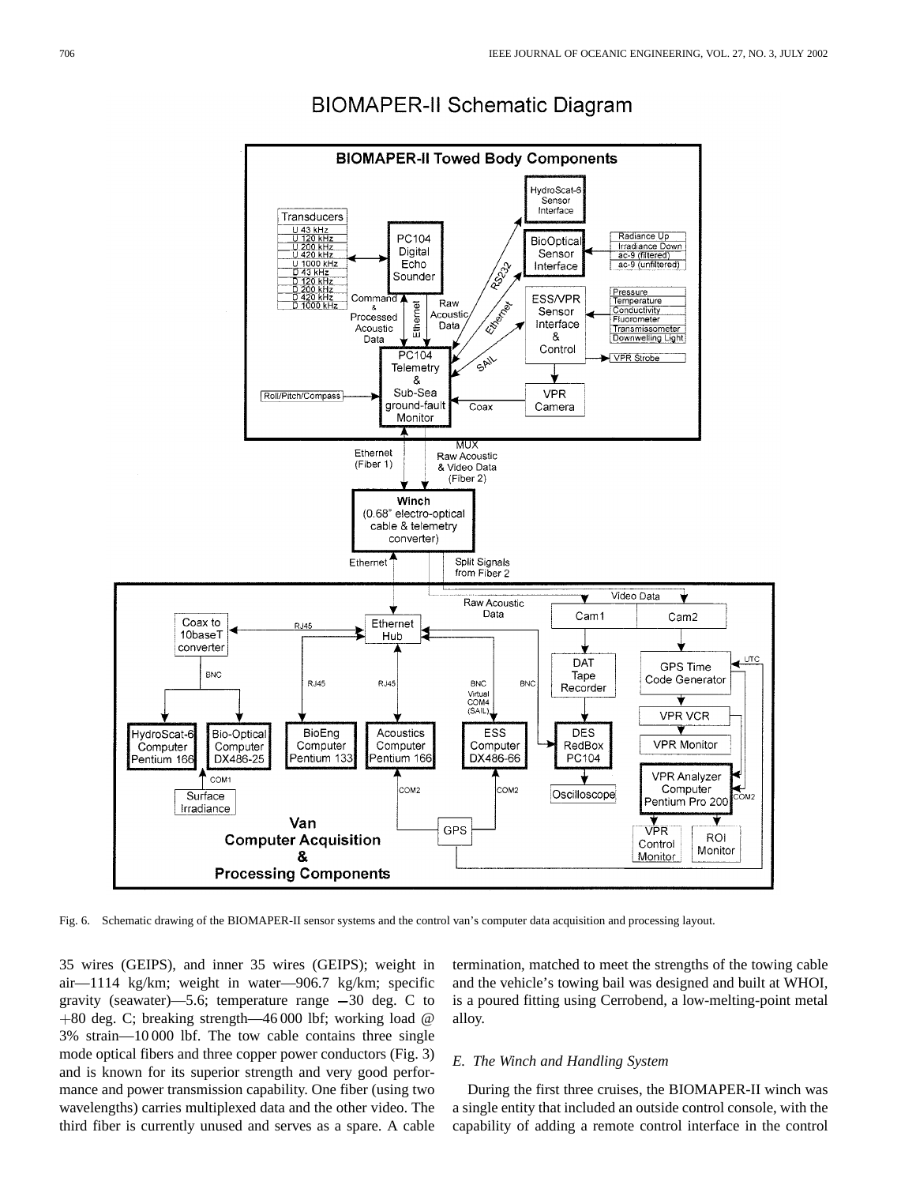BIOMAPER-II Schematic Diagram

BIOMAPER-II Towed Body Components

Transducers
U 43 kHz
U 120 kHz
U 200 kHz
U 420 kHz
U 1000 kHz
D 43 kHz
D 120 kHz
D 200 kHz
D 420 kHz
D 1000 kHz

PC104 Digital Echo Sounder

Command & Processed Acoustic Data

Ethernet

Raw Acoustic Data

HydroScat-6 Sensor Interface

BioOptical Sensor Interface

Radiance Up
Irradiance Down
ac-9 (filtered)
ac-9 (unfiltered)

RS232

Ethernet

ESS/VPR Sensor Interface & Control

Pressure
Temperature
Conductivity
Fluorometer
Transmissometer
Downwelling Light

VPR Strobe

SAIL

PC104 Telemetry & Sub-Sea ground-fault Monitor

Roll/Pitch/Compass

Coax

VPR Camera

Ethernet (Fiber 1)

MUX Raw Acoustic & Video Data (Fiber 2)

Winch (0.68" electro-optical cable & telemetry converter)

Ethernet

Split Signals from Fiber 2

Raw Acoustic Data

Video Data

Cam1

Cam2

Coax to 10baseT converter

RJ45

Ethernet Hub

BNC

RJ45

RJ45

BNC Virtual COM4 (SAIL)

BNC

DAT Tape Recorder

GPS Time Code Generator

UTC

VPR VCR

VPR Monitor

HydroScat-6 Computer Pentium 166

Bio-Optical Computer DX486-25

BioEng Computer Pentium 133

Acoustics Computer Pentium 166

ESS Computer DX486-66

DES RedBox PC104

VPR Analyzer Computer Pentium Pro 200

COM1

COM2

COM2

COM2

Surface Irradiance

Oscilloscope

GPS

VPR Control Monitor

ROI Monitor

Van Computer Acquisition & Processing Components

Fig. 6. Schematic drawing of the BIOMAPER-II sensor systems and the control van's computer data acquisition and processing layout.

35 wires (GEIPS), and inner 35 wires (GEIPS); weight in air—1114 kg/km; weight in water—906.7 kg/km; specific gravity (seawater)—5.6; temperature range −30 deg. C to +80 deg. C; breaking strength—46 000 lbf; working load @ 3% strain—10 000 lbf. The tow cable contains three single mode optical fibers and three copper power conductors (Fig. 3) and is known for its superior strength and very good performance and power transmission capability. One fiber (using two wavelengths) carries multiplexed data and the other video. The third fiber is currently unused and serves as a spare. A cable termination, matched to meet the strengths of the towing cable and the vehicle's towing bail was designed and built at WHOI, is a poured fitting using Cerrobend, a low-melting-point metal alloy.

### *E. The Winch and Handling System*

During the first three cruises, the BIOMAPER-II winch was a single entity that included an outside control console, with the capability of adding a remote control interface in the control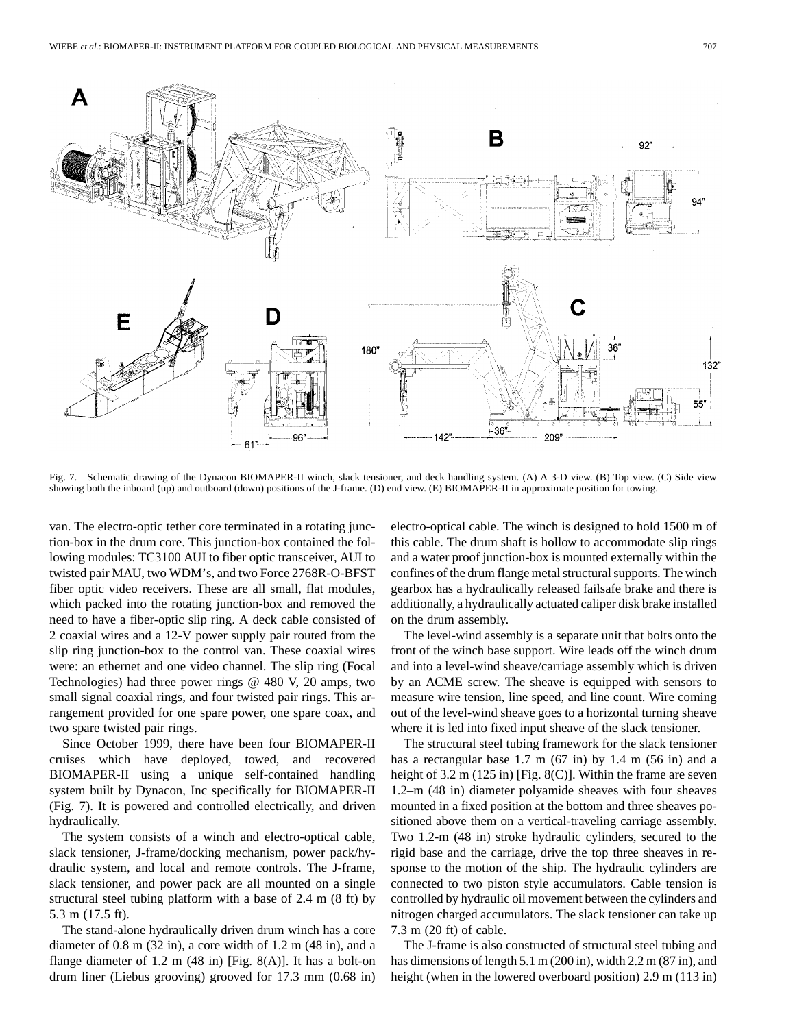A

B

92"

94"

E

D

C

180"

36"

132"

55"

61"

96"

142"

36"

209"

Fig. 7. Schematic drawing of the Dynacon BIOMAPER-II winch, slack tensioner, and deck handling system. (A) A 3-D view. (B) Top view. (C) Side view showing both the inboard (up) and outboard (down) positions of the J-frame. (D) end view. (E) BIOMAPER-II in approximate position for towing.

van. The electro-optic tether core terminated in a rotating junction-box in the drum core. This junction-box contained the following modules: TC3100 AUI to fiber optic transceiver, AUI to twisted pair MAU, two WDM's, and two Force 2768R-O-BFST fiber optic video receivers. These are all small, flat modules, which packed into the rotating junction-box and removed the need to have a fiber-optic slip ring. A deck cable consisted of 2 coaxial wires and a 12-V power supply pair routed from the slip ring junction-box to the control van. These coaxial wires were: an ethernet and one video channel. The slip ring (Focal Technologies) had three power rings @ 480 V, 20 amps, two small signal coaxial rings, and four twisted pair rings. This arrangement provided for one spare power, one spare coax, and two spare twisted pair rings.

Since October 1999, there have been four BIOMAPER-II cruises which have deployed, towed, and recovered BIOMAPER-II using a unique self-contained handling system built by Dynacon, Inc specifically for BIOMAPER-II (Fig. 7). It is powered and controlled electrically, and driven hydraulically.

The system consists of a winch and electro-optical cable, slack tensioner, J-frame/docking mechanism, power pack/hydraulic system, and local and remote controls. The J-frame, slack tensioner, and power pack are all mounted on a single structural steel tubing platform with a base of 2.4 m (8 ft) by 5.3 m (17.5 ft).

The stand-alone hydraulically driven drum winch has a core diameter of 0.8 m (32 in), a core width of 1.2 m (48 in), and a flange diameter of 1.2 m (48 in) [Fig. 8(A)]. It has a bolt-on drum liner (Liebus grooving) grooved for 17.3 mm (0.68 in) electro-optical cable. The winch is designed to hold 1500 m of this cable. The drum shaft is hollow to accommodate slip rings and a water proof junction-box is mounted externally within the confines of the drum flange metal structural supports. The winch gearbox has a hydraulically released failsafe brake and there is additionally, a hydraulically actuated caliper disk brake installed on the drum assembly.

The level-wind assembly is a separate unit that bolts onto the front of the winch base support. Wire leads off the winch drum and into a level-wind sheave/carriage assembly which is driven by an ACME screw. The sheave is equipped with sensors to measure wire tension, line speed, and line count. Wire coming out of the level-wind sheave goes to a horizontal turning sheave where it is led into fixed input sheave of the slack tensioner.

The structural steel tubing framework for the slack tensioner has a rectangular base 1.7 m (67 in) by 1.4 m (56 in) and a height of 3.2 m (125 in) [Fig. 8(C)]. Within the frame are seven 1.2–m (48 in) diameter polyamide sheaves with four sheaves mounted in a fixed position at the bottom and three sheaves positioned above them on a vertical-traveling carriage assembly. Two 1.2-m (48 in) stroke hydraulic cylinders, secured to the rigid base and the carriage, drive the top three sheaves in response to the motion of the ship. The hydraulic cylinders are connected to two piston style accumulators. Cable tension is controlled by hydraulic oil movement between the cylinders and nitrogen charged accumulators. The slack tensioner can take up 7.3 m (20 ft) of cable.

The J-frame is also constructed of structural steel tubing and has dimensions of length 5.1 m (200 in), width 2.2 m (87 in), and height (when in the lowered overboard position) 2.9 m (113 in)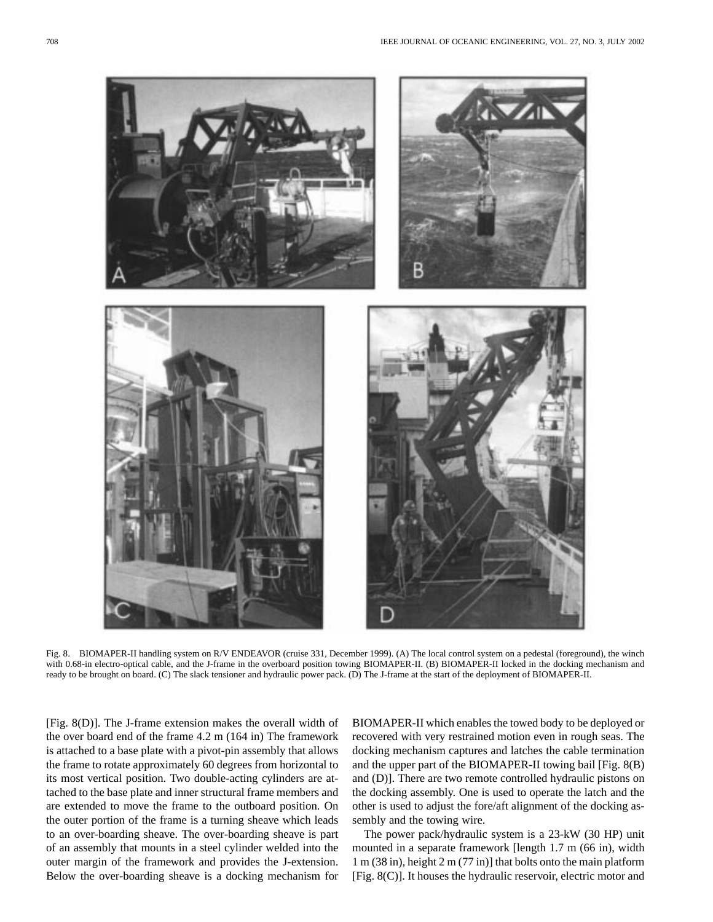Fig. 8. BIOMAPER-II handling system on R/V ENDEAVOR (cruise 331, December 1999). (A) The local control system on a pedestal (foreground), the winch with 0.68-in electro-optical cable, and the J-frame in the overboard position towing BIOMAPER-II. (B) BIOMAPER-II locked in the docking mechanism and ready to be brought on board. (C) The slack tensioner and hydraulic power pack. (D) The J-frame at the start of the deployment of BIOMAPER-II.

[Fig. 8(D)]. The J-frame extension makes the overall width of the over board end of the frame 4.2 m (164 in) The framework is attached to a base plate with a pivot-pin assembly that allows the frame to rotate approximately 60 degrees from horizontal to its most vertical position. Two double-acting cylinders are attached to the base plate and inner structural frame members and are extended to move the frame to the outboard position. On the outer portion of the frame is a turning sheave which leads to an over-boarding sheave. The over-boarding sheave is part of an assembly that mounts in a steel cylinder welded into the outer margin of the framework and provides the J-extension. Below the over-boarding sheave is a docking mechanism for BIOMAPER-II which enables the towed body to be deployed or recovered with very restrained motion even in rough seas. The docking mechanism captures and latches the cable termination and the upper part of the BIOMAPER-II towing bail [Fig. 8(B) and (D)]. There are two remote controlled hydraulic pistons on the docking assembly. One is used to operate the latch and the other is used to adjust the fore/aft alignment of the docking assembly and the towing wire.

The power pack/hydraulic system is a 23-kW (30 HP) unit mounted in a separate framework [length 1.7 m (66 in), width 1 m (38 in), height 2 m (77 in)] that bolts onto the main platform [Fig. 8(C)]. It houses the hydraulic reservoir, electric motor and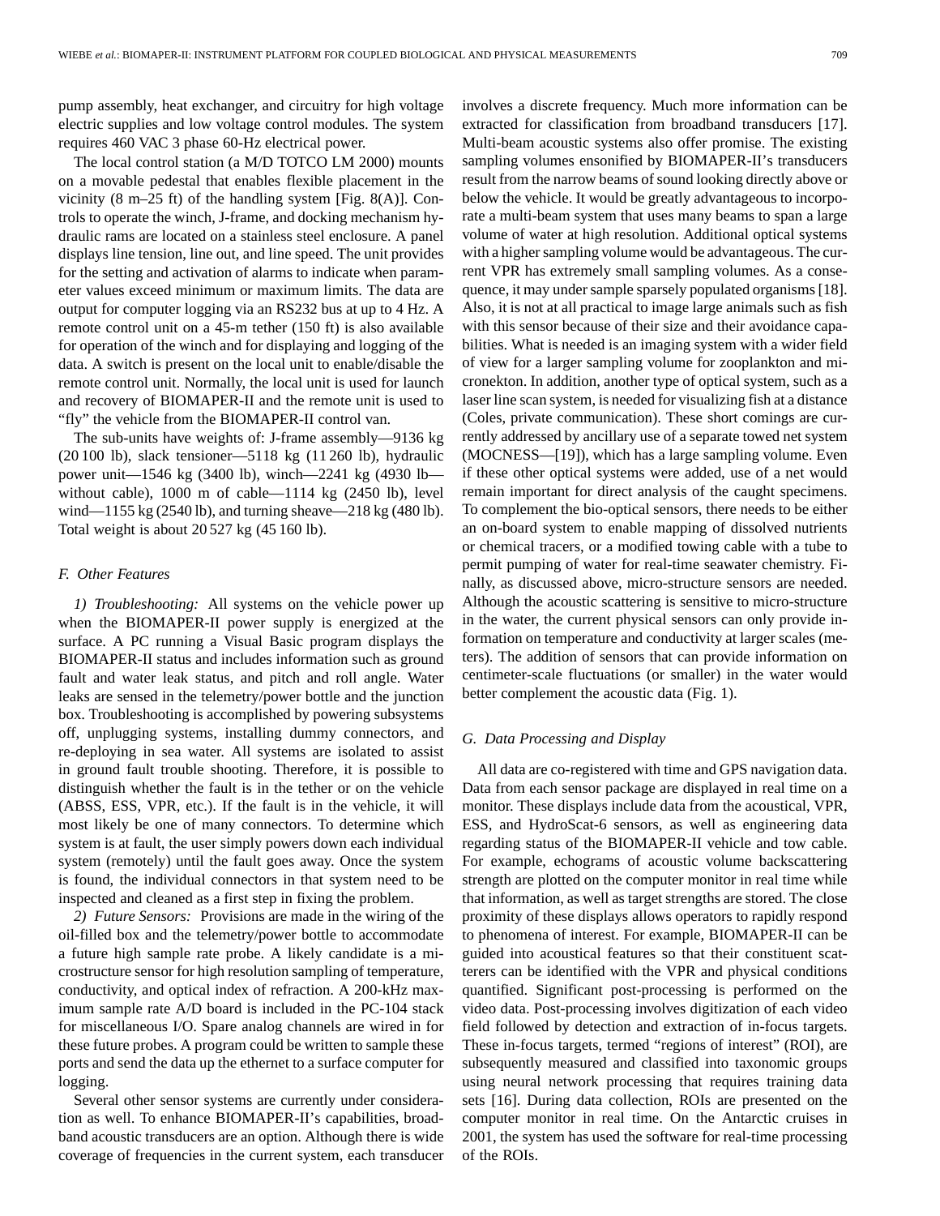pump assembly, heat exchanger, and circuitry for high voltage electric supplies and low voltage control modules. The system requires 460 VAC 3 phase 60-Hz electrical power.

The local control station (a M/D TOTCO LM 2000) mounts on a movable pedestal that enables flexible placement in the vicinity (8 m–25 ft) of the handling system [Fig. 8(A)]. Controls to operate the winch, J-frame, and docking mechanism hydraulic rams are located on a stainless steel enclosure. A panel displays line tension, line out, and line speed. The unit provides for the setting and activation of alarms to indicate when parameter values exceed minimum or maximum limits. The data are output for computer logging via an RS232 bus at up to 4 Hz. A remote control unit on a 45-m tether (150 ft) is also available for operation of the winch and for displaying and logging of the data. A switch is present on the local unit to enable/disable the remote control unit. Normally, the local unit is used for launch and recovery of BIOMAPER-II and the remote unit is used to "fly" the vehicle from the BIOMAPER-II control van.

The sub-units have weights of: J-frame assembly—9136 kg (20 100 lb), slack tensioner—5118 kg (11 260 lb), hydraulic power unit—1546 kg (3400 lb), winch—2241 kg (4930 lb—without cable), 1000 m of cable—1114 kg (2450 lb), level wind—1155 kg (2540 lb), and turning sheave—218 kg (480 lb). Total weight is about 20 527 kg (45 160 lb).

### *F. Other Features*

*1) Troubleshooting:* All systems on the vehicle power up when the BIOMAPER-II power supply is energized at the surface. A PC running a Visual Basic program displays the BIOMAPER-II status and includes information such as ground fault and water leak status, and pitch and roll angle. Water leaks are sensed in the telemetry/power bottle and the junction box. Troubleshooting is accomplished by powering subsystems off, unplugging systems, installing dummy connectors, and re-deploying in sea water. All systems are isolated to assist in ground fault trouble shooting. Therefore, it is possible to distinguish whether the fault is in the tether or on the vehicle (ABSS, ESS, VPR, etc.). If the fault is in the vehicle, it will most likely be one of many connectors. To determine which system is at fault, the user simply powers down each individual system (remotely) until the fault goes away. Once the system is found, the individual connectors in that system need to be inspected and cleaned as a first step in fixing the problem.

*2) Future Sensors:* Provisions are made in the wiring of the oil-filled box and the telemetry/power bottle to accommodate a future high sample rate probe. A likely candidate is a microstructure sensor for high resolution sampling of temperature, conductivity, and optical index of refraction. A 200-kHz maximum sample rate A/D board is included in the PC-104 stack for miscellaneous I/O. Spare analog channels are wired in for these future probes. A program could be written to sample these ports and send the data up the ethernet to a surface computer for logging.

Several other sensor systems are currently under consideration as well. To enhance BIOMAPER-II's capabilities, broadband acoustic transducers are an option. Although there is wide coverage of frequencies in the current system, each transducer involves a discrete frequency. Much more information can be extracted for classification from broadband transducers [17]. Multi-beam acoustic systems also offer promise. The existing sampling volumes ensonified by BIOMAPER-II's transducers result from the narrow beams of sound looking directly above or below the vehicle. It would be greatly advantageous to incorporate a multi-beam system that uses many beams to span a large volume of water at high resolution. Additional optical systems with a higher sampling volume would be advantageous. The current VPR has extremely small sampling volumes. As a consequence, it may under sample sparsely populated organisms [18]. Also, it is not at all practical to image large animals such as fish with this sensor because of their size and their avoidance capabilities. What is needed is an imaging system with a wider field of view for a larger sampling volume for zooplankton and micronekton. In addition, another type of optical system, such as a laser line scan system, is needed for visualizing fish at a distance (Coles, private communication). These short comings are currently addressed by ancillary use of a separate towed net system (MOCNESS—[19]), which has a large sampling volume. Even if these other optical systems were added, use of a net would remain important for direct analysis of the caught specimens. To complement the bio-optical sensors, there needs to be either an on-board system to enable mapping of dissolved nutrients or chemical tracers, or a modified towing cable with a tube to permit pumping of water for real-time seawater chemistry. Finally, as discussed above, micro-structure sensors are needed. Although the acoustic scattering is sensitive to micro-structure in the water, the current physical sensors can only provide information on temperature and conductivity at larger scales (meters). The addition of sensors that can provide information on centimeter-scale fluctuations (or smaller) in the water would better complement the acoustic data (Fig. 1).

### *G. Data Processing and Display*

All data are co-registered with time and GPS navigation data. Data from each sensor package are displayed in real time on a monitor. These displays include data from the acoustical, VPR, ESS, and HydroScat-6 sensors, as well as engineering data regarding status of the BIOMAPER-II vehicle and tow cable. For example, echograms of acoustic volume backscattering strength are plotted on the computer monitor in real time while that information, as well as target strengths are stored. The close proximity of these displays allows operators to rapidly respond to phenomena of interest. For example, BIOMAPER-II can be guided into acoustical features so that their constituent scatterers can be identified with the VPR and physical conditions quantified. Significant post-processing is performed on the video data. Post-processing involves digitization of each video field followed by detection and extraction of in-focus targets. These in-focus targets, termed "regions of interest" (ROI), are subsequently measured and classified into taxonomic groups using neural network processing that requires training data sets [16]. During data collection, ROIs are presented on the computer monitor in real time. On the Antarctic cruises in 2001, the system has used the software for real-time processing of the ROIs.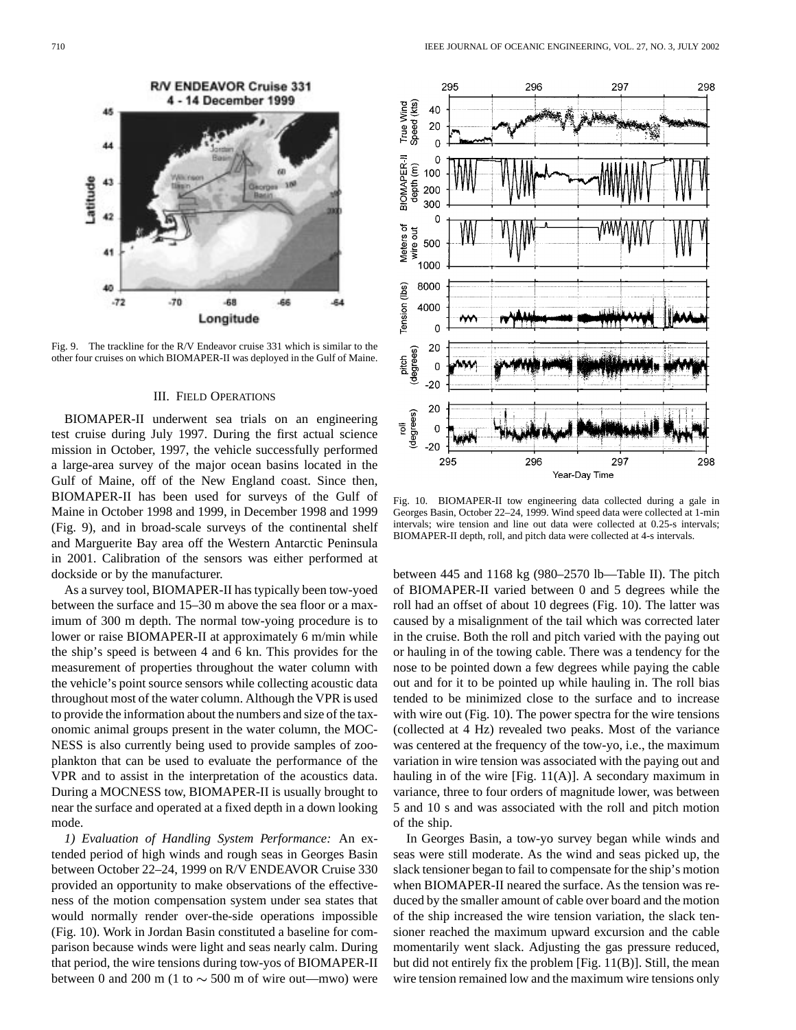R/V ENDEAVOR Cruise 331
4 - 14 December 1999

Latitude

Longitude

Jordan Basin

Wilkinson Basin

Georges Basin

Fig. 9. The trackline for the R/V Endeavor cruise 331 which is similar to the other four cruises on which BIOMAPER-II was deployed in the Gulf of Maine.

True Wind Speed (kts)

BIOMAPER-II depth (m)

Meters of wire out

Tension (lbs)

pitch (degrees)

roll (degrees)

Year-Day Time

Fig. 10. BIOMAPER-II tow engineering data collected during a gale in Georges Basin, October 22–24, 1999. Wind speed data were collected at 1-min intervals; wire tension and line out data were collected at 0.25-s intervals; BIOMAPER-II depth, roll, and pitch data were collected at 4-s intervals.

## III. Field Operations

BIOMAPER-II underwent sea trials on an engineering test cruise during July 1997. During the first actual science mission in October, 1997, the vehicle successfully performed a large-area survey of the major ocean basins located in the Gulf of Maine, off of the New England coast. Since then, BIOMAPER-II has been used for surveys of the Gulf of Maine in October 1998 and 1999, in December 1998 and 1999 (Fig. 9), and in broad-scale surveys of the continental shelf and Marguerite Bay area off the Western Antarctic Peninsula in 2001. Calibration of the sensors was either performed at dockside or by the manufacturer.

As a survey tool, BIOMAPER-II has typically been tow-yoed between the surface and 15–30 m above the sea floor or a maximum of 300 m depth. The normal tow-yoing procedure is to lower or raise BIOMAPER-II at approximately 6 m/min while the ship's speed is between 4 and 6 kn. This provides for the measurement of properties throughout the water column with the vehicle's point source sensors while collecting acoustic data throughout most of the water column. Although the VPR is used to provide the information about the numbers and size of the taxonomic animal groups present in the water column, the MOCNESS is also currently being used to provide samples of zooplankton that can be used to evaluate the performance of the VPR and to assist in the interpretation of the acoustics data. During a MOCNESS tow, BIOMAPER-II is usually brought to near the surface and operated at a fixed depth in a down looking mode.

*1) Evaluation of Handling System Performance:* An extended period of high winds and rough seas in Georges Basin between October 22–24, 1999 on R/V ENDEAVOR Cruise 330 provided an opportunity to make observations of the effectiveness of the motion compensation system under sea states that would normally render over-the-side operations impossible (Fig. 10). Work in Jordan Basin constituted a baseline for comparison because winds were light and seas nearly calm. During that period, the wire tensions during tow-yos of BIOMAPER-II between 0 and 200 m (1 to ~ 500 m of wire out—mwo) were between 445 and 1168 kg (980–2570 lb—Table II). The pitch of BIOMAPER-II varied between 0 and 5 degrees while the roll had an offset of about 10 degrees (Fig. 10). The latter was caused by a misalignment of the tail which was corrected later in the cruise. Both the roll and pitch varied with the paying out or hauling in of the towing cable. There was a tendency for the nose to be pointed down a few degrees while paying the cable out and for it to be pointed up while hauling in. The roll bias tended to be minimized close to the surface and to increase with wire out (Fig. 10). The power spectra for the wire tensions (collected at 4 Hz) revealed two peaks. Most of the variance was centered at the frequency of the tow-yo, i.e., the maximum variation in wire tension was associated with the paying out and hauling in of the wire [Fig. 11(A)]. A secondary maximum in variance, three to four orders of magnitude lower, was between 5 and 10 s and was associated with the roll and pitch motion of the ship.

In Georges Basin, a tow-yo survey began while winds and seas were still moderate. As the wind and seas picked up, the slack tensioner began to fail to compensate for the ship's motion when BIOMAPER-II neared the surface. As the tension was reduced by the smaller amount of cable over board and the motion of the ship increased the wire tension variation, the slack tensioner reached the maximum upward excursion and the cable momentarily went slack. Adjusting the gas pressure reduced, but did not entirely fix the problem [Fig. 11(B)]. Still, the mean wire tension remained low and the maximum wire tensions only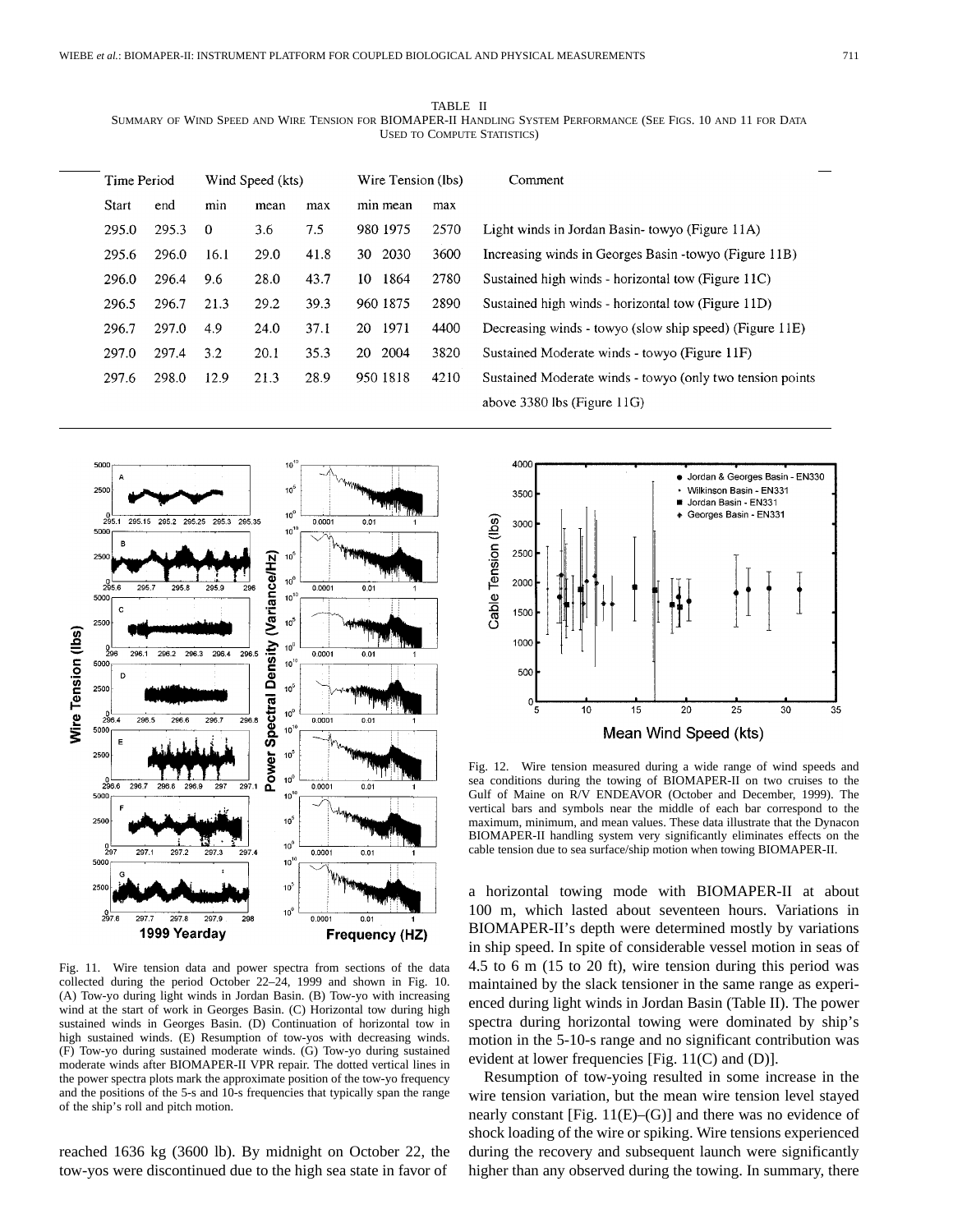TABLE II

SUMMARY OF WIND SPEED AND WIRE TENSION FOR BIOMAPER-II HANDLING SYSTEM PERFORMANCE (SEE FIGS. 10 AND 11 FOR DATA USED TO COMPUTE STATISTICS)

| Time Period | | Wind Speed (kts) | | | Wire Tension (lbs) | | | Comment |
|---|---|---|---|---|---|---|---|---|
| Start | end | min | mean | max | min | mean | max | |
| 295.0 | 295.3 | 0 | 3.6 | 7.5 | 980 | 1975 | 2570 | Light winds in Jordan Basin- towyo (Figure 11A) |
| 295.6 | 296.0 | 16.1 | 29.0 | 41.8 | 30 | 2030 | 3600 | Increasing winds in Georges Basin -towyo (Figure 11B) |
| 296.0 | 296.4 | 9.6 | 28.0 | 43.7 | 10 | 1864 | 2780 | Sustained high winds - horizontal tow (Figure 11C) |
| 296.5 | 296.7 | 21.3 | 29.2 | 39.3 | 960 | 1875 | 2890 | Sustained high winds - horizontal tow (Figure 11D) |
| 296.7 | 297.0 | 4.9 | 24.0 | 37.1 | 20 | 1971 | 4400 | Decreasing winds - towyo (slow ship speed) (Figure 11E) |
| 297.0 | 297.4 | 3.2 | 20.1 | 35.3 | 20 | 2004 | 3820 | Sustained Moderate winds - towyo (Figure 11F) |
| 297.6 | 298.0 | 12.9 | 21.3 | 28.9 | 950 | 1818 | 4210 | Sustained Moderate winds - towyo (only two tension points above 3380 lbs (Figure 11G) |

Fig. 11. Wire tension data and power spectra from sections of the data collected during the period October 22–24, 1999 and shown in Fig. 10. (A) Tow-yo during light winds in Jordan Basin. (B) Tow-yo with increasing wind at the start of work in Georges Basin. (C) Horizontal tow during high sustained winds in Georges Basin. (D) Continuation of horizontal tow in high sustained winds. (E) Resumption of tow-yos with decreasing winds. (F) Tow-yo during sustained moderate winds. (G) Tow-yo during sustained moderate winds after BIOMAPER-II VPR repair. The dotted vertical lines in the power spectra plots mark the approximate position of the tow-yo frequency and the positions of the 5-s and 10-s frequencies that typically span the range of the ship's roll and pitch motion.

Fig. 12. Wire tension measured during a wide range of wind speeds and sea conditions during the towing of BIOMAPER-II on two cruises to the Gulf of Maine on R/V ENDEAVOR (October and December, 1999). The vertical bars and symbols near the middle of each bar correspond to the maximum, minimum, and mean values. These data illustrate that the Dynacon BIOMAPER-II handling system very significantly eliminates effects on the cable tension due to sea surface/ship motion when towing BIOMAPER-II.

reached 1636 kg (3600 lb). By midnight on October 22, the tow-yos were discontinued due to the high sea state in favor of a horizontal towing mode with BIOMAPER-II at about 100 m, which lasted about seventeen hours. Variations in BIOMAPER-II's depth were determined mostly by variations in ship speed. In spite of considerable vessel motion in seas of 4.5 to 6 m (15 to 20 ft), wire tension during this period was maintained by the slack tensioner in the same range as experienced during light winds in Jordan Basin (Table II). The power spectra during horizontal towing were dominated by ship's motion in the 5-10-s range and no significant contribution was evident at lower frequencies [Fig. 11(C) and (D)].

Resumption of tow-yoing resulted in some increase in the wire tension variation, but the mean wire tension level stayed nearly constant [Fig. 11(E)–(G)] and there was no evidence of shock loading of the wire or spiking. Wire tensions experienced during the recovery and subsequent launch were significantly higher than any observed during the towing. In summary, there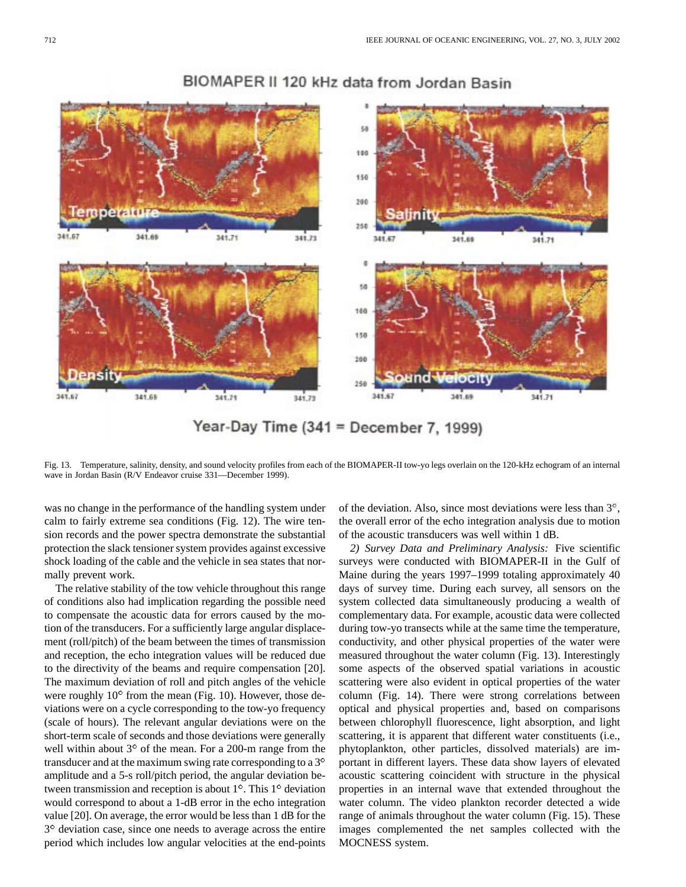BIOMAPER II 120 kHz data from Jordan Basin

Temperature

341.67 341.69 341.71 341.73

0 50 100 150 200 250

Salinity

341.67 341.69 341.71

Density

341.67 341.69 341.71 341.73

0 50 100 150 200 250

Sound Velocity

341.67 341.69 341.71

Year-Day Time (341 = December 7, 1999)

Fig. 13. Temperature, salinity, density, and sound velocity profiles from each of the BIOMAPER-II tow-yo legs overlain on the 120-kHz echogram of an internal wave in Jordan Basin (R/V Endeavor cruise 331—December 1999).

was no change in the performance of the handling system under calm to fairly extreme sea conditions (Fig. 12). The wire tension records and the power spectra demonstrate the substantial protection the slack tensioner system provides against excessive shock loading of the cable and the vehicle in sea states that normally prevent work.

The relative stability of the tow vehicle throughout this range of conditions also had implication regarding the possible need to compensate the acoustic data for errors caused by the motion of the transducers. For a sufficiently large angular displacement (roll/pitch) of the beam between the times of transmission and reception, the echo integration values will be reduced due to the directivity of the beams and require compensation [20]. The maximum deviation of roll and pitch angles of the vehicle were roughly 10° from the mean (Fig. 10). However, those deviations were on a cycle corresponding to the tow-yo frequency (scale of hours). The relevant angular deviations were on the short-term scale of seconds and those deviations were generally well within about 3° of the mean. For a 200-m range from the transducer and at the maximum swing rate corresponding to a 3° amplitude and a 5-s roll/pitch period, the angular deviation between transmission and reception is about 1°. This 1° deviation would correspond to about a 1-dB error in the echo integration value [20]. On average, the error would be less than 1 dB for the 3° deviation case, since one needs to average across the entire period which includes low angular velocities at the end-points of the deviation. Also, since most deviations were less than 3°, the overall error of the echo integration analysis due to motion of the acoustic transducers was well within 1 dB.

*2) Survey Data and Preliminary Analysis:* Five scientific surveys were conducted with BIOMAPER-II in the Gulf of Maine during the years 1997–1999 totaling approximately 40 days of survey time. During each survey, all sensors on the system collected data simultaneously producing a wealth of complementary data. For example, acoustic data were collected during tow-yo transects while at the same time the temperature, conductivity, and other physical properties of the water were measured throughout the water column (Fig. 13). Interestingly some aspects of the observed spatial variations in acoustic scattering were also evident in optical properties of the water column (Fig. 14). There were strong correlations between optical and physical properties and, based on comparisons between chlorophyll fluorescence, light absorption, and light scattering, it is apparent that different water constituents (i.e., phytoplankton, other particles, dissolved materials) are important in different layers. These data show layers of elevated acoustic scattering coincident with structure in the physical properties in an internal wave that extended throughout the water column. The video plankton recorder detected a wide range of animals throughout the water column (Fig. 15). These images complemented the net samples collected with the MOCNESS system.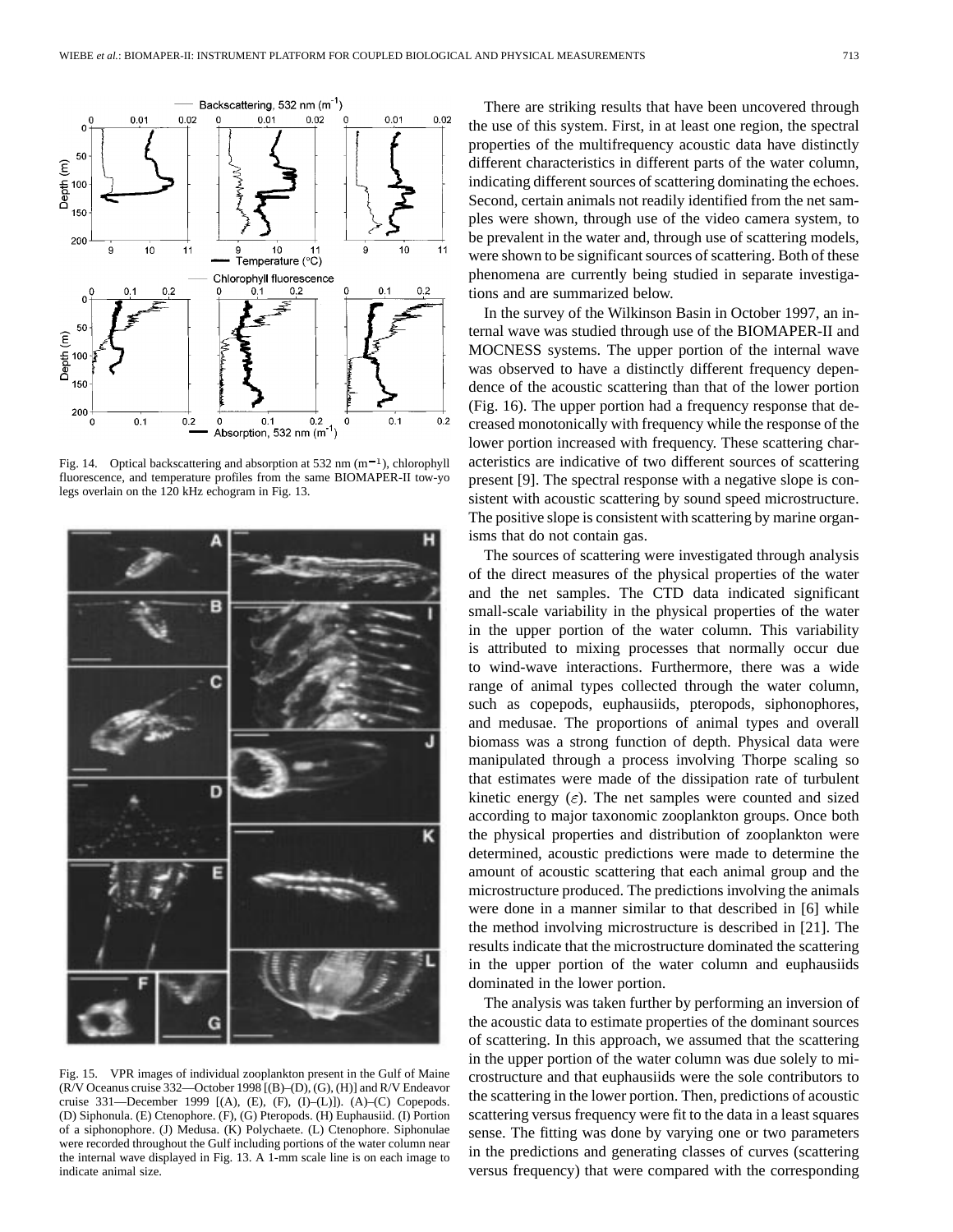Fig. 14. Optical backscattering and absorption at 532 nm ($m^{-1}$), chlorophyll fluorescence, and temperature profiles from the same BIOMAPER-II tow-yo legs overlain on the 120 kHz echogram in Fig. 13.

Fig. 15. VPR images of individual zooplankton present in the Gulf of Maine (R/V Oceanus cruise 332—October 1998 [(B)–(D), (G), (H)] and R/V Endeavor cruise 331—December 1999 [(A), (E), (F), (I)–(L)]). (A)–(C) Copepods. (D) Siphonula. (E) Ctenophore. (F), (G) Pteropods. (H) Euphausiid. (I) Portion of a siphonophore. (J) Medusa. (K) Polychaete. (L) Ctenophore. Siphonulae were recorded throughout the Gulf including portions of the water column near the internal wave displayed in Fig. 13. A 1-mm scale line is on each image to indicate animal size.

There are striking results that have been uncovered through the use of this system. First, in at least one region, the spectral properties of the multifrequency acoustic data have distinctly different characteristics in different parts of the water column, indicating different sources of scattering dominating the echoes. Second, certain animals not readily identified from the net samples were shown, through use of the video camera system, to be prevalent in the water and, through use of scattering models, were shown to be significant sources of scattering. Both of these phenomena are currently being studied in separate investigations and are summarized below.

In the survey of the Wilkinson Basin in October 1997, an internal wave was studied through use of the BIOMAPER-II and MOCNESS systems. The upper portion of the internal wave was observed to have a distinctly different frequency dependence of the acoustic scattering than that of the lower portion (Fig. 16). The upper portion had a frequency response that decreased monotonically with frequency while the response of the lower portion increased with frequency. These scattering characteristics are indicative of two different sources of scattering present [9]. The spectral response with a negative slope is consistent with acoustic scattering by sound speed microstructure. The positive slope is consistent with scattering by marine organisms that do not contain gas.

The sources of scattering were investigated through analysis of the direct measures of the physical properties of the water and the net samples. The CTD data indicated significant small-scale variability in the physical properties of the water in the upper portion of the water column. This variability is attributed to mixing processes that normally occur due to wind-wave interactions. Furthermore, there was a wide range of animal types collected through the water column, such as copepods, euphausiids, pteropods, siphonophores, and medusae. The proportions of animal types and overall biomass was a strong function of depth. Physical data were manipulated through a process involving Thorpe scaling so that estimates were made of the dissipation rate of turbulent kinetic energy ($\varepsilon$). The net samples were counted and sized according to major taxonomic zooplankton groups. Once both the physical properties and distribution of zooplankton were determined, acoustic predictions were made to determine the amount of acoustic scattering that each animal group and the microstructure produced. The predictions involving the animals were done in a manner similar to that described in [6] while the method involving microstructure is described in [21]. The results indicate that the microstructure dominated the scattering in the upper portion of the water column and euphausiids dominated in the lower portion.

The analysis was taken further by performing an inversion of the acoustic data to estimate properties of the dominant sources of scattering. In this approach, we assumed that the scattering in the upper portion of the water column was due solely to microstructure and that euphausiids were the sole contributors to the scattering in the lower portion. Then, predictions of acoustic scattering versus frequency were fit to the data in a least squares sense. The fitting was done by varying one or two parameters in the predictions and generating classes of curves (scattering versus frequency) that were compared with the corresponding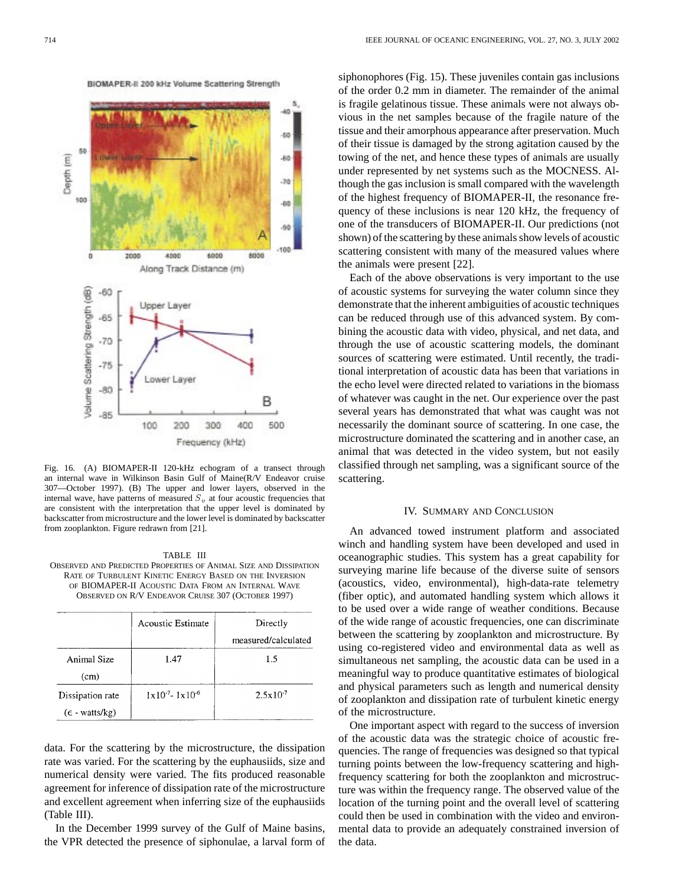BIOMAPER-II 200 kHz Volume Scattering Strength

Upper Layer

Lower Layer

Depth (m)

50

100

Along Track Distance (m)

0 2000 4000 6000 8000

$S_v$

-40 -50 -60 -70 -80 -90 -100

A

Volume Scattering Strength (dB)

-60 -65 -70 -75 -80 -85

Upper Layer

Lower Layer

B

100 200 300 400 500

Frequency (kHz)

Fig. 16. (A) BIOMAPER-II 120-kHz echogram of a transect through an internal wave in Wilkinson Basin Gulf of Maine(R/V Endeavor cruise 307—October 1997). (B) The upper and lower layers, observed in the internal wave, have patterns of measured $S_v$ at four acoustic frequencies that are consistent with the interpretation that the upper level is dominated by backscatter from microstructure and the lower level is dominated by backscatter from zooplankton. Figure redrawn from [21].

TABLE III
OBSERVED AND PREDICTED PROPERTIES OF ANIMAL SIZE AND DISSIPATION RATE OF TURBULENT KINETIC ENERGY BASED ON THE INVERSION OF BIOMAPER-II ACOUSTIC DATA FROM AN INTERNAL WAVE OBSERVED ON R/V ENDEAVOR CRUISE 307 (OCTOBER 1997)

| | Acoustic Estimate | Directly measured/calculated |
|---|---|---|
| Animal Size (cm) | 1.47 | 1.5 |
| Dissipation rate ($\epsilon$ - watts/kg) | $1\times10^{-7}$- $1\times10^{-6}$ | $2.5\times10^{-7}$ |

data. For the scattering by the microstructure, the dissipation rate was varied. For the scattering by the euphausiids, size and numerical density were varied. The fits produced reasonable agreement for inference of dissipation rate of the microstructure and excellent agreement when inferring size of the euphausiids (Table III).

In the December 1999 survey of the Gulf of Maine basins, the VPR detected the presence of siphonulae, a larval form of siphonophores (Fig. 15). These juveniles contain gas inclusions of the order 0.2 mm in diameter. The remainder of the animal is fragile gelatinous tissue. These animals were not always obvious in the net samples because of the fragile nature of the tissue and their amorphous appearance after preservation. Much of their tissue is damaged by the strong agitation caused by the towing of the net, and hence these types of animals are usually under represented by net systems such as the MOCNESS. Although the gas inclusion is small compared with the wavelength of the highest frequency of BIOMAPER-II, the resonance frequency of these inclusions is near 120 kHz, the frequency of one of the transducers of BIOMAPER-II. Our predictions (not shown) of the scattering by these animals show levels of acoustic scattering consistent with many of the measured values where the animals were present [22].

Each of the above observations is very important to the use of acoustic systems for surveying the water column since they demonstrate that the inherent ambiguities of acoustic techniques can be reduced through use of this advanced system. By combining the acoustic data with video, physical, and net data, and through the use of acoustic scattering models, the dominant sources of scattering were estimated. Until recently, the traditional interpretation of acoustic data has been that variations in the echo level were directed related to variations in the biomass of whatever was caught in the net. Our experience over the past several years has demonstrated that what was caught was not necessarily the dominant source of scattering. In one case, the microstructure dominated the scattering and in another case, an animal that was detected in the video system, but not easily classified through net sampling, was a significant source of the scattering.

## IV. SUMMARY AND CONCLUSION

An advanced towed instrument platform and associated winch and handling system have been developed and used in oceanographic studies. This system has a great capability for surveying marine life because of the diverse suite of sensors (acoustics, video, environmental), high-data-rate telemetry (fiber optic), and automated handling system which allows it to be used over a wide range of weather conditions. Because of the wide range of acoustic frequencies, one can discriminate between the scattering by zooplankton and microstructure. By using co-registered video and environmental data as well as simultaneous net sampling, the acoustic data can be used in a meaningful way to produce quantitative estimates of biological and physical parameters such as length and numerical density of zooplankton and dissipation rate of turbulent kinetic energy of the microstructure.

One important aspect with regard to the success of inversion of the acoustic data was the strategic choice of acoustic frequencies. The range of frequencies was designed so that typical turning points between the low-frequency scattering and high-frequency scattering for both the zooplankton and microstructure was within the frequency range. The observed value of the location of the turning point and the overall level of scattering could then be used in combination with the video and environmental data to provide an adequately constrained inversion of the data.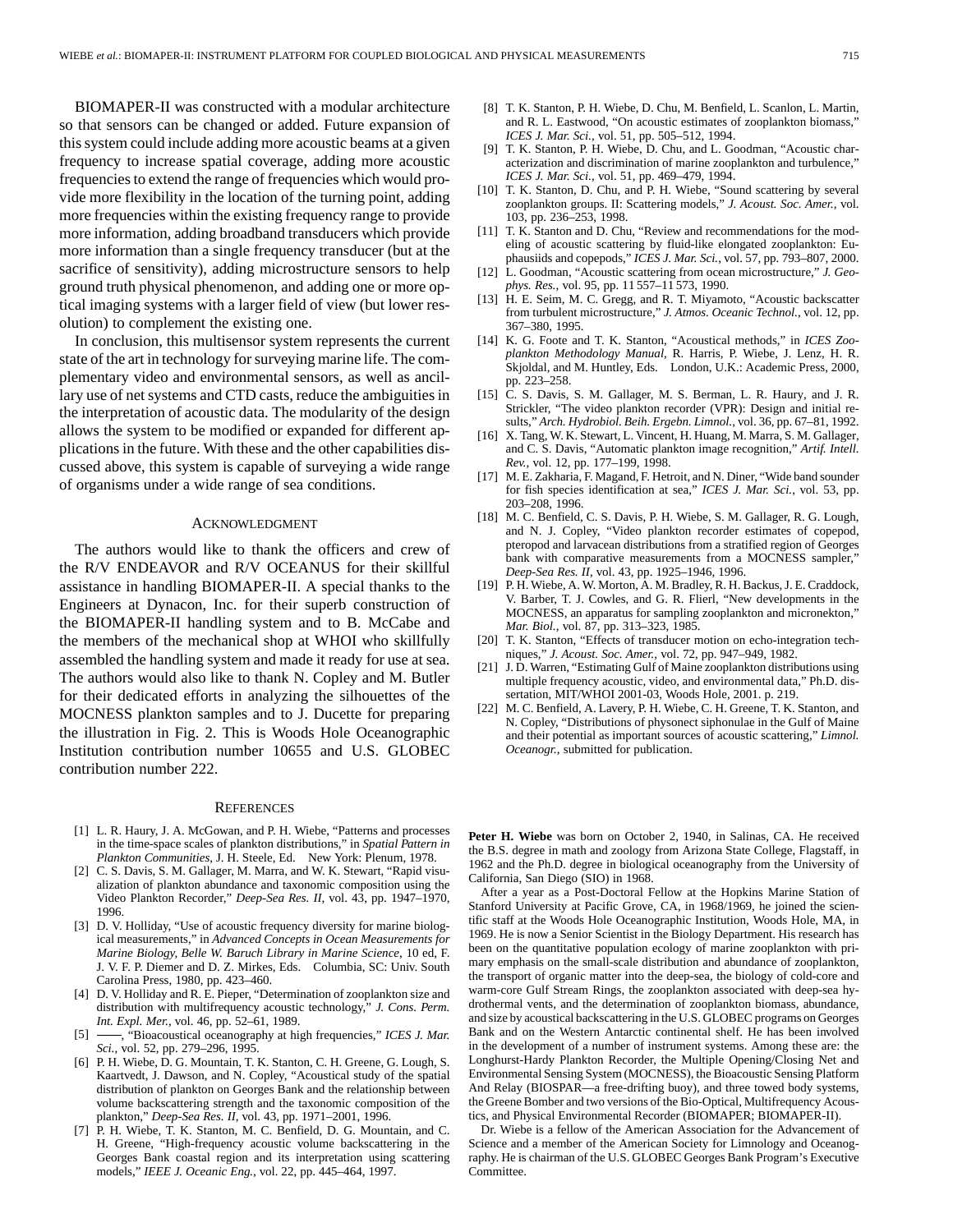BIOMAPER-II was constructed with a modular architecture so that sensors can be changed or added. Future expansion of this system could include adding more acoustic beams at a given frequency to increase spatial coverage, adding more acoustic frequencies to extend the range of frequencies which would provide more flexibility in the location of the turning point, adding more frequencies within the existing frequency range to provide more information, adding broadband transducers which provide more information than a single frequency transducer (but at the sacrifice of sensitivity), adding microstructure sensors to help ground truth physical phenomenon, and adding one or more optical imaging systems with a larger field of view (but lower resolution) to complement the existing one.

In conclusion, this multisensor system represents the current state of the art in technology for surveying marine life. The complementary video and environmental sensors, as well as ancillary use of net systems and CTD casts, reduce the ambiguities in the interpretation of acoustic data. The modularity of the design allows the system to be modified or expanded for different applications in the future. With these and the other capabilities discussed above, this system is capable of surveying a wide range of organisms under a wide range of sea conditions.

## Acknowledgment

The authors would like to thank the officers and crew of the R/V ENDEAVOR and R/V OCEANUS for their skillful assistance in handling BIOMAPER-II. A special thanks to the Engineers at Dynacon, Inc. for their superb construction of the BIOMAPER-II handling system and to B. McCabe and the members of the mechanical shop at WHOI who skillfully assembled the handling system and made it ready for use at sea. The authors would also like to thank N. Copley and M. Butler for their dedicated efforts in analyzing the silhouettes of the MOCNESS plankton samples and to J. Ducette for preparing the illustration in Fig. 2. This is Woods Hole Oceanographic Institution contribution number 10655 and U.S. GLOBEC contribution number 222.

## References

[1] L. R. Haury, J. A. McGowan, and P. H. Wiebe, "Patterns and processes in the time-space scales of plankton distributions," in *Spatial Pattern in Plankton Communities*, J. H. Steele, Ed. New York: Plenum, 1978.

[2] C. S. Davis, S. M. Gallager, M. Marra, and W. K. Stewart, "Rapid visualization of plankton abundance and taxonomic composition using the Video Plankton Recorder," *Deep-Sea Res. II*, vol. 43, pp. 1947–1970, 1996.

[3] D. V. Holliday, "Use of acoustic frequency diversity for marine biological measurements," in *Advanced Concepts in Ocean Measurements for Marine Biology, Belle W. Baruch Library in Marine Science*, 10 ed, F. J. V. F. P. Diemer and D. Z. Mirkes, Eds. Columbia, SC: Univ. South Carolina Press, 1980, pp. 423–460.

[4] D. V. Holliday and R. E. Pieper, "Determination of zooplankton size and distribution with multifrequency acoustic technology," *J. Cons. Perm. Int. Expl. Mer.*, vol. 46, pp. 52–61, 1989.

[5] ——, "Bioacoustical oceanography at high frequencies," *ICES J. Mar. Sci.*, vol. 52, pp. 279–296, 1995.

[6] P. H. Wiebe, D. G. Mountain, T. K. Stanton, C. H. Greene, G. Lough, S. Kaartvedt, J. Dawson, and N. Copley, "Acoustical study of the spatial distribution of plankton on Georges Bank and the relationship between volume backscattering strength and the taxonomic composition of the plankton," *Deep-Sea Res. II*, vol. 43, pp. 1971–2001, 1996.

[7] P. H. Wiebe, T. K. Stanton, M. C. Benfield, D. G. Mountain, and C. H. Greene, "High-frequency acoustic volume backscattering in the Georges Bank coastal region and its interpretation using scattering models," *IEEE J. Oceanic Eng.*, vol. 22, pp. 445–464, 1997.

[8] T. K. Stanton, P. H. Wiebe, D. Chu, M. Benfield, L. Scanlon, L. Martin, and R. L. Eastwood, "On acoustic estimates of zooplankton biomass," *ICES J. Mar. Sci.*, vol. 51, pp. 505–512, 1994.

[9] T. K. Stanton, P. H. Wiebe, D. Chu, and L. Goodman, "Acoustic characterization and discrimination of marine zooplankton and turbulence," *ICES J. Mar. Sci.*, vol. 51, pp. 469–479, 1994.

[10] T. K. Stanton, D. Chu, and P. H. Wiebe, "Sound scattering by several zooplankton groups. II: Scattering models," *J. Acoust. Soc. Amer.*, vol. 103, pp. 236–253, 1998.

[11] T. K. Stanton and D. Chu, "Review and recommendations for the modeling of acoustic scattering by fluid-like elongated zooplankton: Euphausiids and copepods," *ICES J. Mar. Sci.*, vol. 57, pp. 793–807, 2000.

[12] L. Goodman, "Acoustic scattering from ocean microstructure," *J. Geophys. Res.*, vol. 95, pp. 11 557–11 573, 1990.

[13] H. E. Seim, M. C. Gregg, and R. T. Miyamoto, "Acoustic backscatter from turbulent microstructure," *J. Atmos. Oceanic Technol.*, vol. 12, pp. 367–380, 1995.

[14] K. G. Foote and T. K. Stanton, "Acoustical methods," in *ICES Zooplankton Methodology Manual*, R. Harris, P. Wiebe, J. Lenz, H. R. Skjoldal, and M. Huntley, Eds. London, U.K.: Academic Press, 2000, pp. 223–258.

[15] C. S. Davis, S. M. Gallager, M. S. Berman, L. R. Haury, and J. R. Strickler, "The video plankton recorder (VPR): Design and initial results," *Arch. Hydrobiol. Beih. Ergebn. Limnol.*, vol. 36, pp. 67–81, 1992.

[16] X. Tang, W. K. Stewart, L. Vincent, H. Huang, M. Marra, S. M. Gallager, and C. S. Davis, "Automatic plankton image recognition," *Artif. Intell. Rev.*, vol. 12, pp. 177–199, 1998.

[17] M. E. Zakharia, F. Magand, F. Hetroit, and N. Diner, "Wide band sounder for fish species identification at sea," *ICES J. Mar. Sci.*, vol. 53, pp. 203–208, 1996.

[18] M. C. Benfield, C. S. Davis, P. H. Wiebe, S. M. Gallager, R. G. Lough, and N. J. Copley, "Video plankton recorder estimates of copepod, pteropod and larvacean distributions from a stratified region of Georges bank with comparative measurements from a MOCNESS sampler," *Deep-Sea Res. II*, vol. 43, pp. 1925–1946, 1996.

[19] P. H. Wiebe, A. W. Morton, A. M. Bradley, R. H. Backus, J. E. Craddock, V. Barber, T. J. Cowles, and G. R. Flierl, "New developments in the MOCNESS, an apparatus for sampling zooplankton and micronekton," *Mar. Biol.*, vol. 87, pp. 313–323, 1985.

[20] T. K. Stanton, "Effects of transducer motion on echo-integration techniques," *J. Acoust. Soc. Amer.*, vol. 72, pp. 947–949, 1982.

[21] J. D. Warren, "Estimating Gulf of Maine zooplankton distributions using multiple frequency acoustic, video, and environmental data," Ph.D. dissertation, MIT/WHOI 2001-03, Woods Hole, 2001. p. 219.

[22] M. C. Benfield, A. Lavery, P. H. Wiebe, C. H. Greene, T. K. Stanton, and N. Copley, "Distributions of physonect siphonulae in the Gulf of Maine and their potential as important sources of acoustic scattering," *Limnol. Oceanogr.*, submitted for publication.

**Peter H. Wiebe** was born on October 2, 1940, in Salinas, CA. He received the B.S. degree in math and zoology from Arizona State College, Flagstaff, in 1962 and the Ph.D. degree in biological oceanography from the University of California, San Diego (SIO) in 1968.

After a year as a Post-Doctoral Fellow at the Hopkins Marine Station of Stanford University at Pacific Grove, CA, in 1968/1969, he joined the scientific staff at the Woods Hole Oceanographic Institution, Woods Hole, MA, in 1969. He is now a Senior Scientist in the Biology Department. His research has been on the quantitative population ecology of marine zooplankton with primary emphasis on the small-scale distribution and abundance of zooplankton, the transport of organic matter into the deep-sea, the biology of cold-core and warm-core Gulf Stream Rings, the zooplankton associated with deep-sea hydrothermal vents, and the determination of zooplankton biomass, abundance, and size by acoustical backscattering in the U.S. GLOBEC programs on Georges Bank and on the Western Antarctic continental shelf. He has been involved in the development of a number of instrument systems. Among these are: the Longhurst-Hardy Plankton Recorder, the Multiple Opening/Closing Net and Environmental Sensing System (MOCNESS), the Bioacoustic Sensing Platform And Relay (BIOSPAR—a free-drifting buoy), and three towed body systems, the Greene Bomber and two versions of the Bio-Optical, Multifrequency Acoustics, and Physical Environmental Recorder (BIOMAPER; BIOMAPER-II).

Dr. Wiebe is a fellow of the American Association for the Advancement of Science and a member of the American Society for Limnology and Oceanography. He is chairman of the U.S. GLOBEC Georges Bank Program's Executive Committee.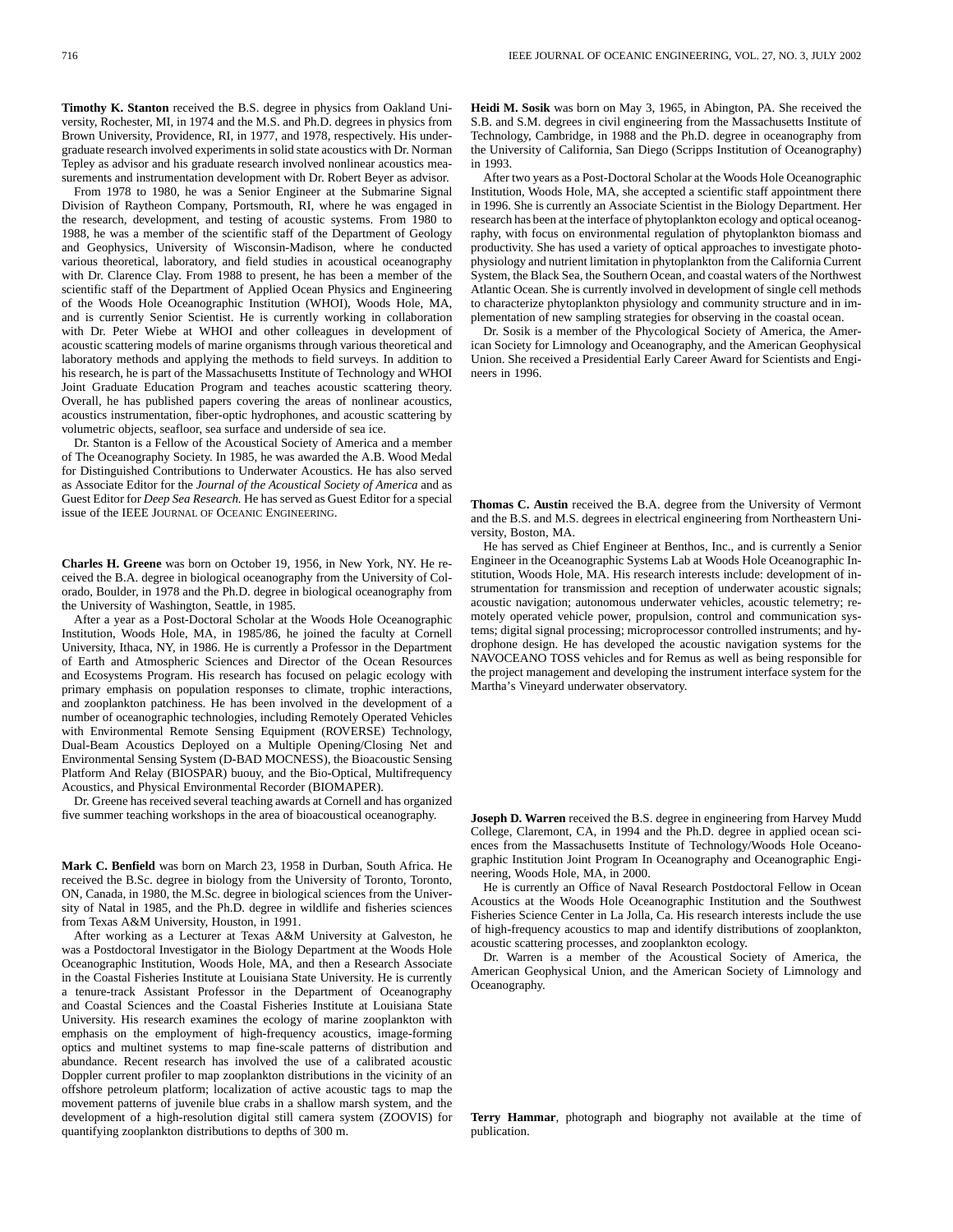**Timothy K. Stanton** received the B.S. degree in physics from Oakland University, Rochester, MI, in 1974 and the M.S. and Ph.D. degrees in physics from Brown University, Providence, RI, in 1977, and 1978, respectively. His undergraduate research involved experiments in solid state acoustics with Dr. Norman Tepley as advisor and his graduate research involved nonlinear acoustics measurements and instrumentation development with Dr. Robert Beyer as advisor.

From 1978 to 1980, he was a Senior Engineer at the Submarine Signal Division of Raytheon Company, Portsmouth, RI, where he was engaged in the research, development, and testing of acoustic systems. From 1980 to 1988, he was a member of the scientific staff of the Department of Geology and Geophysics, University of Wisconsin-Madison, where he conducted various theoretical, laboratory, and field studies in acoustical oceanography with Dr. Clarence Clay. From 1988 to present, he has been a member of the scientific staff of the Department of Applied Ocean Physics and Engineering of the Woods Hole Oceanographic Institution (WHOI), Woods Hole, MA, and is currently Senior Scientist. He is currently working in collaboration with Dr. Peter Wiebe at WHOI and other colleagues in development of acoustic scattering models of marine organisms through various theoretical and laboratory methods and applying the methods to field surveys. In addition to his research, he is part of the Massachusetts Institute of Technology and WHOI Joint Graduate Education Program and teaches acoustic scattering theory. Overall, he has published papers covering the areas of nonlinear acoustics, acoustics instrumentation, fiber-optic hydrophones, and acoustic scattering by volumetric objects, seafloor, sea surface and underside of sea ice.

Dr. Stanton is a Fellow of the Acoustical Society of America and a member of The Oceanography Society. In 1985, he was awarded the A.B. Wood Medal for Distinguished Contributions to Underwater Acoustics. He has also served as Associate Editor for the *Journal of the Acoustical Society of America* and as Guest Editor for *Deep Sea Research.* He has served as Guest Editor for a special issue of the IEEE JOURNAL OF OCEANIC ENGINEERING.

**Charles H. Greene** was born on October 19, 1956, in New York, NY. He received the B.A. degree in biological oceanography from the University of Colorado, Boulder, in 1978 and the Ph.D. degree in biological oceanography from the University of Washington, Seattle, in 1985.

After a year as a Post-Doctoral Scholar at the Woods Hole Oceanographic Institution, Woods Hole, MA, in 1985/86, he joined the faculty at Cornell University, Ithaca, NY, in 1986. He is currently a Professor in the Department of Earth and Atmospheric Sciences and Director of the Ocean Resources and Ecosystems Program. His research has focused on pelagic ecology with primary emphasis on population responses to climate, trophic interactions, and zooplankton patchiness. He has been involved in the development of a number of oceanographic technologies, including Remotely Operated Vehicles with Environmental Remote Sensing Equipment (ROVERSE) Technology, Dual-Beam Acoustics Deployed on a Multiple Opening/Closing Net and Environmental Sensing System (D-BAD MOCNESS), the Bioacoustic Sensing Platform And Relay (BIOSPAR) buouy, and the Bio-Optical, Multifrequency Acoustics, and Physical Environmental Recorder (BIOMAPER).

Dr. Greene has received several teaching awards at Cornell and has organized five summer teaching workshops in the area of bioacoustical oceanography.

**Mark C. Benfield** was born on March 23, 1958 in Durban, South Africa. He received the B.Sc. degree in biology from the University of Toronto, Toronto, ON, Canada, in 1980, the M.Sc. degree in biological sciences from the University of Natal in 1985, and the Ph.D. degree in wildlife and fisheries sciences from Texas A&M University, Houston, in 1991.

After working as a Lecturer at Texas A&M University at Galveston, he was a Postdoctoral Investigator in the Biology Department at the Woods Hole Oceanographic Institution, Woods Hole, MA, and then a Research Associate in the Coastal Fisheries Institute at Louisiana State University. He is currently a tenure-track Assistant Professor in the Department of Oceanography and Coastal Sciences and the Coastal Fisheries Institute at Louisiana State University. His research examines the ecology of marine zooplankton with emphasis on the employment of high-frequency acoustics, image-forming optics and multinet systems to map fine-scale patterns of distribution and abundance. Recent research has involved the use of a calibrated acoustic Doppler current profiler to map zooplankton distributions in the vicinity of an offshore petroleum platform; localization of active acoustic tags to map the movement patterns of juvenile blue crabs in a shallow marsh system, and the development of a high-resolution digital still camera system (ZOOVIS) for quantifying zooplankton distributions to depths of 300 m.

**Heidi M. Sosik** was born on May 3, 1965, in Abington, PA. She received the S.B. and S.M. degrees in civil engineering from the Massachusetts Institute of Technology, Cambridge, in 1988 and the Ph.D. degree in oceanography from the University of California, San Diego (Scripps Institution of Oceanography) in 1993.

After two years as a Post-Doctoral Scholar at the Woods Hole Oceanographic Institution, Woods Hole, MA, she accepted a scientific staff appointment there in 1996. She is currently an Associate Scientist in the Biology Department. Her research has been at the interface of phytoplankton ecology and optical oceanography, with focus on environmental regulation of phytoplankton biomass and productivity. She has used a variety of optical approaches to investigate photophysiology and nutrient limitation in phytoplankton from the California Current System, the Black Sea, the Southern Ocean, and coastal waters of the Northwest Atlantic Ocean. She is currently involved in development of single cell methods to characterize phytoplankton physiology and community structure and in implementation of new sampling strategies for observing in the coastal ocean.

Dr. Sosik is a member of the Phycological Society of America, the American Society for Limnology and Oceanography, and the American Geophysical Union. She received a Presidential Early Career Award for Scientists and Engineers in 1996.

**Thomas C. Austin** received the B.A. degree from the University of Vermont and the B.S. and M.S. degrees in electrical engineering from Northeastern University, Boston, MA.

He has served as Chief Engineer at Benthos, Inc., and is currently a Senior Engineer in the Oceanographic Systems Lab at Woods Hole Oceanographic Institution, Woods Hole, MA. His research interests include: development of instrumentation for transmission and reception of underwater acoustic signals; acoustic navigation; autonomous underwater vehicles, acoustic telemetry; remotely operated vehicle power, propulsion, control and communication systems; digital signal processing; microprocessor controlled instruments; and hydrophone design. He has developed the acoustic navigation systems for the NAVOCEANO TOSS vehicles and for Remus as well as being responsible for the project management and developing the instrument interface system for the Martha's Vineyard underwater observatory.

**Joseph D. Warren** received the B.S. degree in engineering from Harvey Mudd College, Claremont, CA, in 1994 and the Ph.D. degree in applied ocean sciences from the Massachusetts Institute of Technology/Woods Hole Oceanographic Institution Joint Program In Oceanography and Oceanographic Engineering, Woods Hole, MA, in 2000.

He is currently an Office of Naval Research Postdoctoral Fellow in Ocean Acoustics at the Woods Hole Oceanographic Institution and the Southwest Fisheries Science Center in La Jolla, Ca. His research interests include the use of high-frequency acoustics to map and identify distributions of zooplankton, acoustic scattering processes, and zooplankton ecology.

Dr. Warren is a member of the Acoustical Society of America, the American Geophysical Union, and the American Society of Limnology and Oceanography.

**Terry Hammar**, photograph and biography not available at the time of publication.